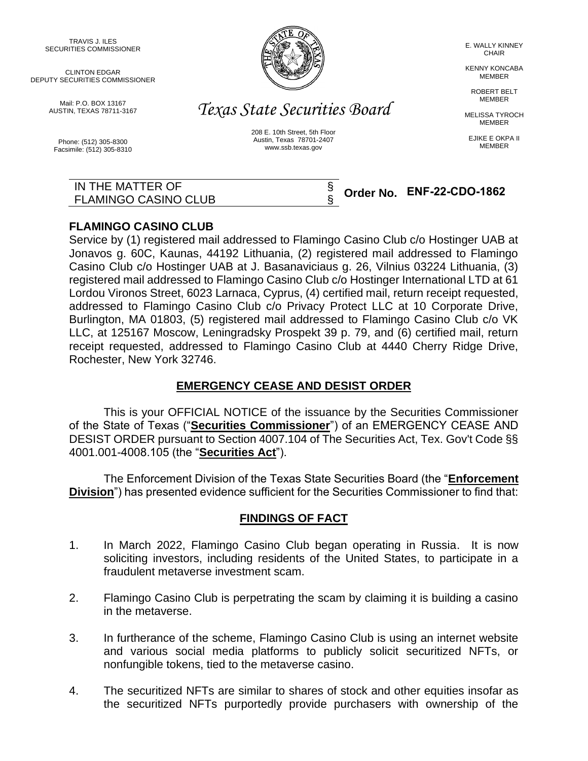TRAVIS J. ILES
SECURITIES COMMISSIONER

CLINTON EDGAR
DEPUTY SECURITIES COMMISSIONER

Mail: P.O. BOX 13167
AUSTIN, TEXAS 78711-3167

Phone: (512) 305-8300
Facsimile: (512) 305-8310

*Texas State Securities Board*

208 E. 10th Street, 5th Floor
Austin, Texas 78701-2407
www.ssb.texas.gov

E. WALLY KINNEY
CHAIR

KENNY KONCABA
MEMBER

ROBERT BELT
MEMBER

MELISSA TYROCH
MEMBER

EJIKE E OKPA II
MEMBER

| IN THE MATTER OF FLAMINGO CASINO CLUB | § § | **Order No. ENF-22-CDO-1862** |
|---|---|---|

**FLAMINGO CASINO CLUB**
Service by (1) registered mail addressed to Flamingo Casino Club c/o Hostinger UAB at Jonavos g. 60C, Kaunas, 44192 Lithuania, (2) registered mail addressed to Flamingo Casino Club c/o Hostinger UAB at J. Basanaviciaus g. 26, Vilnius 03224 Lithuania, (3) registered mail addressed to Flamingo Casino Club c/o Hostinger International LTD at 61 Lordou Vironos Street, 6023 Larnaca, Cyprus, (4) certified mail, return receipt requested, addressed to Flamingo Casino Club c/o Privacy Protect LLC at 10 Corporate Drive, Burlington, MA 01803, (5) registered mail addressed to Flamingo Casino Club c/o VK LLC, at 125167 Moscow, Leningradsky Prospekt 39 p. 79, and (6) certified mail, return receipt requested, addressed to Flamingo Casino Club at 4440 Cherry Ridge Drive, Rochester, New York 32746.

## EMERGENCY CEASE AND DESIST ORDER

This is your OFFICIAL NOTICE of the issuance by the Securities Commissioner of the State of Texas ("**Securities Commissioner**") of an EMERGENCY CEASE AND DESIST ORDER pursuant to Section 4007.104 of The Securities Act, Tex. Gov't Code §§ 4001.001-4008.105 (the "**Securities Act**").

The Enforcement Division of the Texas State Securities Board (the "**Enforcement Division**") has presented evidence sufficient for the Securities Commissioner to find that:

## FINDINGS OF FACT

1. In March 2022, Flamingo Casino Club began operating in Russia. It is now soliciting investors, including residents of the United States, to participate in a fraudulent metaverse investment scam.

2. Flamingo Casino Club is perpetrating the scam by claiming it is building a casino in the metaverse.

3. In furtherance of the scheme, Flamingo Casino Club is using an internet website and various social media platforms to publicly solicit securitized NFTs, or nonfungible tokens, tied to the metaverse casino.

4. The securitized NFTs are similar to shares of stock and other equities insofar as the securitized NFTs purportedly provide purchasers with ownership of the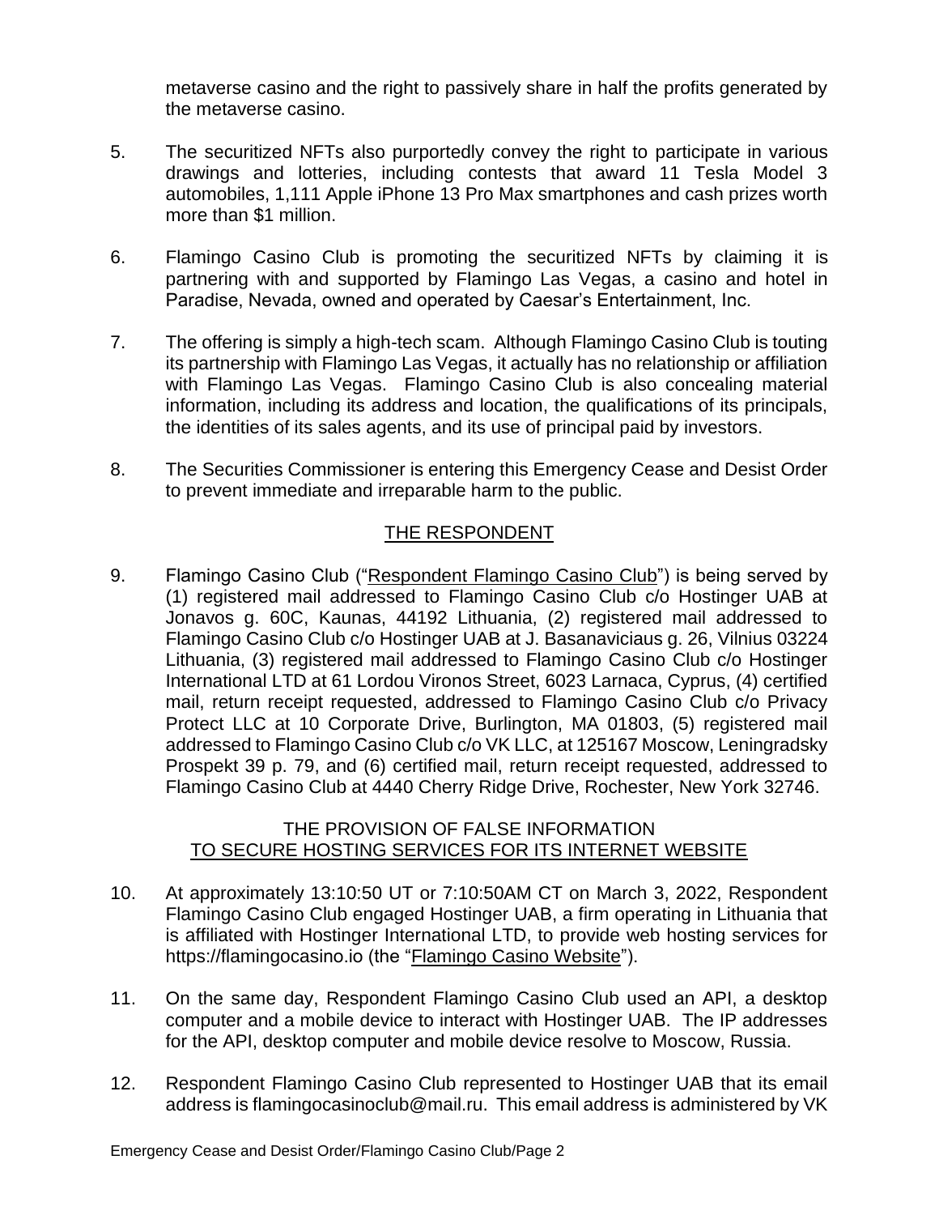metaverse casino and the right to passively share in half the profits generated by the metaverse casino.

5. The securitized NFTs also purportedly convey the right to participate in various drawings and lotteries, including contests that award 11 Tesla Model 3 automobiles, 1,111 Apple iPhone 13 Pro Max smartphones and cash prizes worth more than $1 million.

6. Flamingo Casino Club is promoting the securitized NFTs by claiming it is partnering with and supported by Flamingo Las Vegas, a casino and hotel in Paradise, Nevada, owned and operated by Caesar's Entertainment, Inc.

7. The offering is simply a high-tech scam. Although Flamingo Casino Club is touting its partnership with Flamingo Las Vegas, it actually has no relationship or affiliation with Flamingo Las Vegas. Flamingo Casino Club is also concealing material information, including its address and location, the qualifications of its principals, the identities of its sales agents, and its use of principal paid by investors.

8. The Securities Commissioner is entering this Emergency Cease and Desist Order to prevent immediate and irreparable harm to the public.

## THE RESPONDENT

9. Flamingo Casino Club ("Respondent Flamingo Casino Club") is being served by (1) registered mail addressed to Flamingo Casino Club c/o Hostinger UAB at Jonavos g. 60C, Kaunas, 44192 Lithuania, (2) registered mail addressed to Flamingo Casino Club c/o Hostinger UAB at J. Basanaviciaus g. 26, Vilnius 03224 Lithuania, (3) registered mail addressed to Flamingo Casino Club c/o Hostinger International LTD at 61 Lordou Vironos Street, 6023 Larnaca, Cyprus, (4) certified mail, return receipt requested, addressed to Flamingo Casino Club c/o Privacy Protect LLC at 10 Corporate Drive, Burlington, MA 01803, (5) registered mail addressed to Flamingo Casino Club c/o VK LLC, at 125167 Moscow, Leningradsky Prospekt 39 p. 79, and (6) certified mail, return receipt requested, addressed to Flamingo Casino Club at 4440 Cherry Ridge Drive, Rochester, New York 32746.

## THE PROVISION OF FALSE INFORMATION TO SECURE HOSTING SERVICES FOR ITS INTERNET WEBSITE

10. At approximately 13:10:50 UT or 7:10:50AM CT on March 3, 2022, Respondent Flamingo Casino Club engaged Hostinger UAB, a firm operating in Lithuania that is affiliated with Hostinger International LTD, to provide web hosting services for https://flamingocasino.io (the "Flamingo Casino Website").

11. On the same day, Respondent Flamingo Casino Club used an API, a desktop computer and a mobile device to interact with Hostinger UAB. The IP addresses for the API, desktop computer and mobile device resolve to Moscow, Russia.

12. Respondent Flamingo Casino Club represented to Hostinger UAB that its email address is flamingocasinoclub@mail.ru. This email address is administered by VK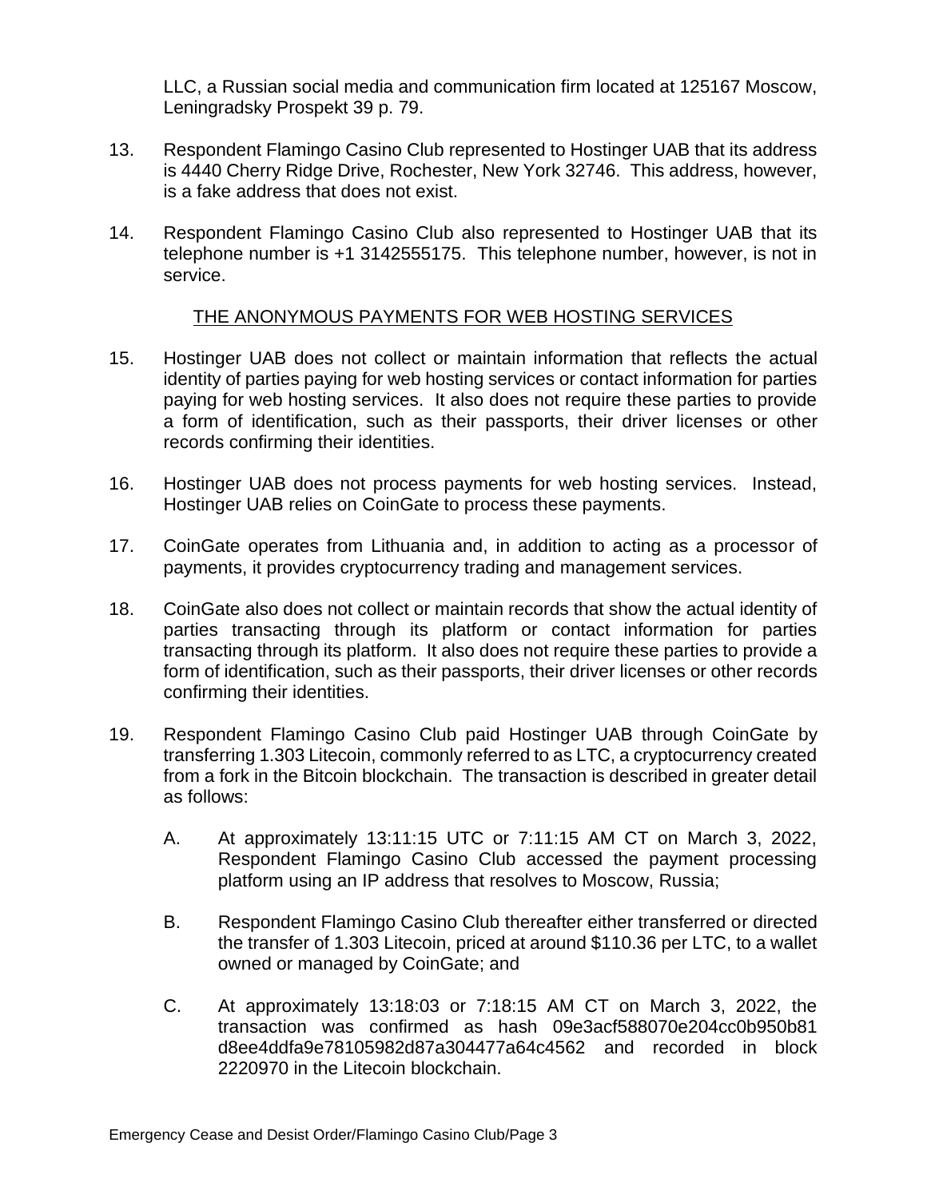LLC, a Russian social media and communication firm located at 125167 Moscow, Leningradsky Prospekt 39 p. 79.

13. Respondent Flamingo Casino Club represented to Hostinger UAB that its address is 4440 Cherry Ridge Drive, Rochester, New York 32746. This address, however, is a fake address that does not exist.

14. Respondent Flamingo Casino Club also represented to Hostinger UAB that its telephone number is +1 3142555175. This telephone number, however, is not in service.

## THE ANONYMOUS PAYMENTS FOR WEB HOSTING SERVICES

15. Hostinger UAB does not collect or maintain information that reflects the actual identity of parties paying for web hosting services or contact information for parties paying for web hosting services. It also does not require these parties to provide a form of identification, such as their passports, their driver licenses or other records confirming their identities.

16. Hostinger UAB does not process payments for web hosting services. Instead, Hostinger UAB relies on CoinGate to process these payments.

17. CoinGate operates from Lithuania and, in addition to acting as a processor of payments, it provides cryptocurrency trading and management services.

18. CoinGate also does not collect or maintain records that show the actual identity of parties transacting through its platform or contact information for parties transacting through its platform. It also does not require these parties to provide a form of identification, such as their passports, their driver licenses or other records confirming their identities.

19. Respondent Flamingo Casino Club paid Hostinger UAB through CoinGate by transferring 1.303 Litecoin, commonly referred to as LTC, a cryptocurrency created from a fork in the Bitcoin blockchain. The transaction is described in greater detail as follows:

    A. At approximately 13:11:15 UTC or 7:11:15 AM CT on March 3, 2022, Respondent Flamingo Casino Club accessed the payment processing platform using an IP address that resolves to Moscow, Russia;

    B. Respondent Flamingo Casino Club thereafter either transferred or directed the transfer of 1.303 Litecoin, priced at around $110.36 per LTC, to a wallet owned or managed by CoinGate; and

    C. At approximately 13:18:03 or 7:18:15 AM CT on March 3, 2022, the transaction was confirmed as hash 09e3acf588070e204cc0b950b81d8ee4ddfa9e78105982d87a304477a64c4562 and recorded in block 2220970 in the Litecoin blockchain.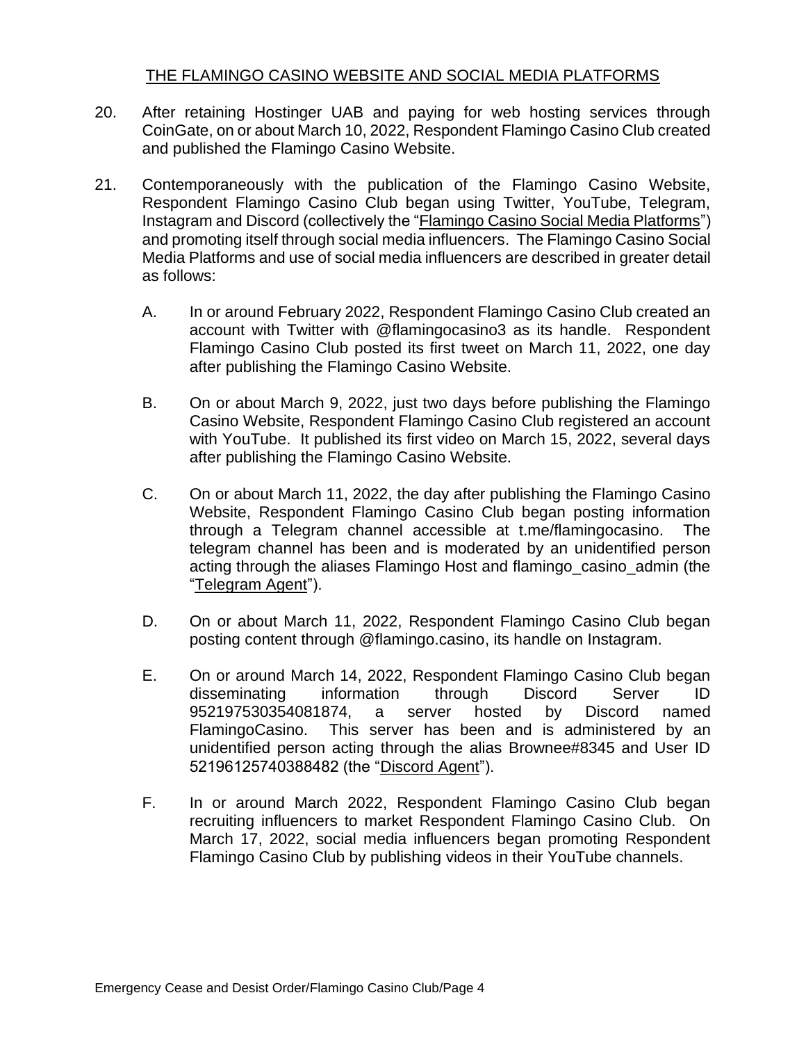<u>THE FLAMINGO CASINO WEBSITE AND SOCIAL MEDIA PLATFORMS</u>

20. After retaining Hostinger UAB and paying for web hosting services through CoinGate, on or about March 10, 2022, Respondent Flamingo Casino Club created and published the Flamingo Casino Website.

21. Contemporaneously with the publication of the Flamingo Casino Website, Respondent Flamingo Casino Club began using Twitter, YouTube, Telegram, Instagram and Discord (collectively the "<u>Flamingo Casino Social Media Platforms</u>") and promoting itself through social media influencers. The Flamingo Casino Social Media Platforms and use of social media influencers are described in greater detail as follows:

    A. In or around February 2022, Respondent Flamingo Casino Club created an account with Twitter with @flamingocasino3 as its handle. Respondent Flamingo Casino Club posted its first tweet on March 11, 2022, one day after publishing the Flamingo Casino Website.

    B. On or about March 9, 2022, just two days before publishing the Flamingo Casino Website, Respondent Flamingo Casino Club registered an account with YouTube. It published its first video on March 15, 2022, several days after publishing the Flamingo Casino Website.

    C. On or about March 11, 2022, the day after publishing the Flamingo Casino Website, Respondent Flamingo Casino Club began posting information through a Telegram channel accessible at t.me/flamingocasino. The telegram channel has been and is moderated by an unidentified person acting through the aliases Flamingo Host and flamingo_casino_admin (the "<u>Telegram Agent</u>").

    D. On or about March 11, 2022, Respondent Flamingo Casino Club began posting content through @flamingo.casino, its handle on Instagram.

    E. On or around March 14, 2022, Respondent Flamingo Casino Club began disseminating information through Discord Server ID 952197530354081874, a server hosted by Discord named FlamingoCasino. This server has been and is administered by an unidentified person acting through the alias Brownee#8345 and User ID 52196125740388482 (the "<u>Discord Agent</u>").

    F. In or around March 2022, Respondent Flamingo Casino Club began recruiting influencers to market Respondent Flamingo Casino Club. On March 17, 2022, social media influencers began promoting Respondent Flamingo Casino Club by publishing videos in their YouTube channels.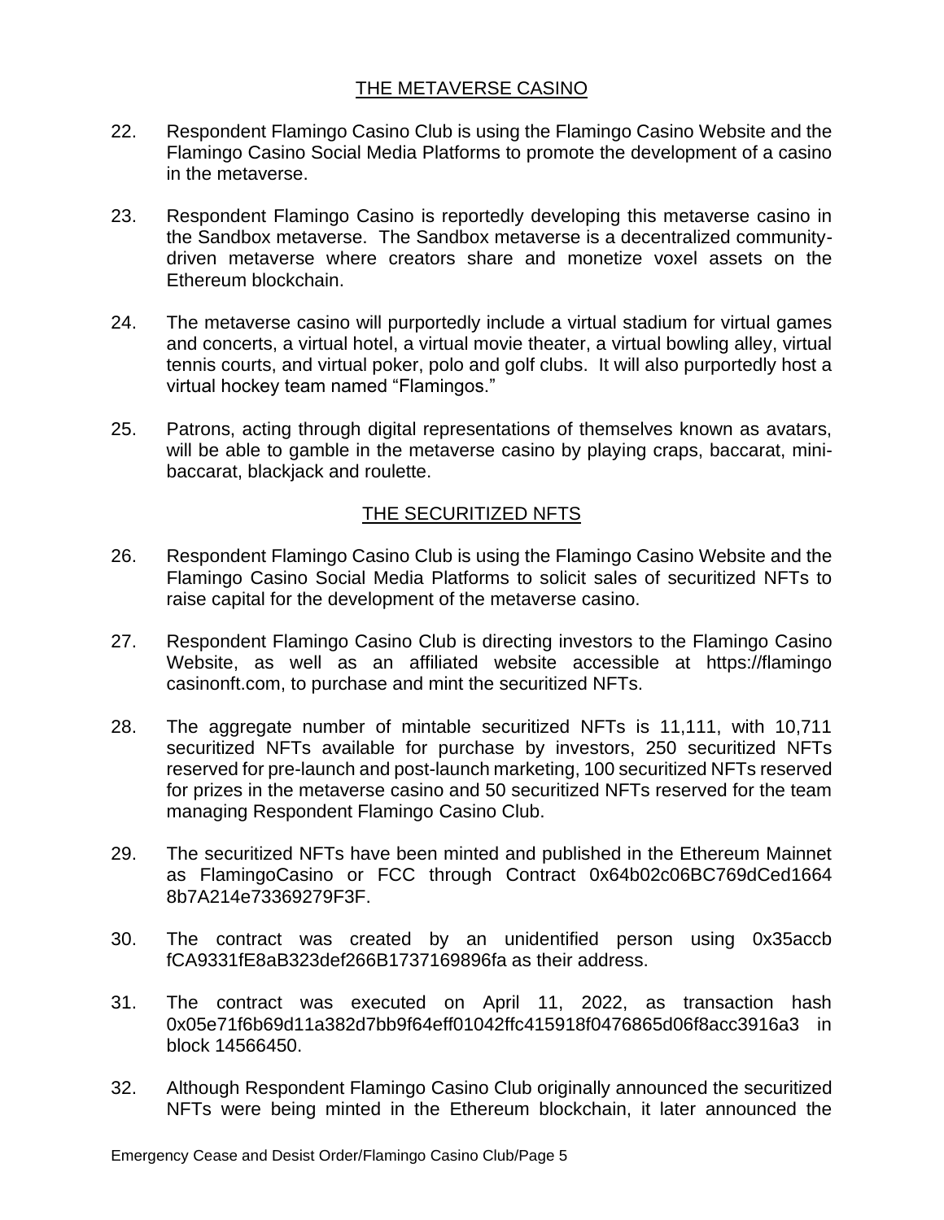## THE METAVERSE CASINO

22. Respondent Flamingo Casino Club is using the Flamingo Casino Website and the Flamingo Casino Social Media Platforms to promote the development of a casino in the metaverse.

23. Respondent Flamingo Casino is reportedly developing this metaverse casino in the Sandbox metaverse. The Sandbox metaverse is a decentralized community-driven metaverse where creators share and monetize voxel assets on the Ethereum blockchain.

24. The metaverse casino will purportedly include a virtual stadium for virtual games and concerts, a virtual hotel, a virtual movie theater, a virtual bowling alley, virtual tennis courts, and virtual poker, polo and golf clubs. It will also purportedly host a virtual hockey team named "Flamingos."

25. Patrons, acting through digital representations of themselves known as avatars, will be able to gamble in the metaverse casino by playing craps, baccarat, mini-baccarat, blackjack and roulette.

## THE SECURITIZED NFTS

26. Respondent Flamingo Casino Club is using the Flamingo Casino Website and the Flamingo Casino Social Media Platforms to solicit sales of securitized NFTs to raise capital for the development of the metaverse casino.

27. Respondent Flamingo Casino Club is directing investors to the Flamingo Casino Website, as well as an affiliated website accessible at https://flamingo casinonft.com, to purchase and mint the securitized NFTs.

28. The aggregate number of mintable securitized NFTs is 11,111, with 10,711 securitized NFTs available for purchase by investors, 250 securitized NFTs reserved for pre-launch and post-launch marketing, 100 securitized NFTs reserved for prizes in the metaverse casino and 50 securitized NFTs reserved for the team managing Respondent Flamingo Casino Club.

29. The securitized NFTs have been minted and published in the Ethereum Mainnet as FlamingoCasino or FCC through Contract 0x64b02c06BC769dCed1664 8b7A214e73369279F3F.

30. The contract was created by an unidentified person using 0x35accb fCA9331fE8aB323def266B1737169896fa as their address.

31. The contract was executed on April 11, 2022, as transaction hash 0x05e71f6b69d11a382d7bb9f64eff01042ffc415918f0476865d06f8acc3916a3 in block 14566450.

32. Although Respondent Flamingo Casino Club originally announced the securitized NFTs were being minted in the Ethereum blockchain, it later announced the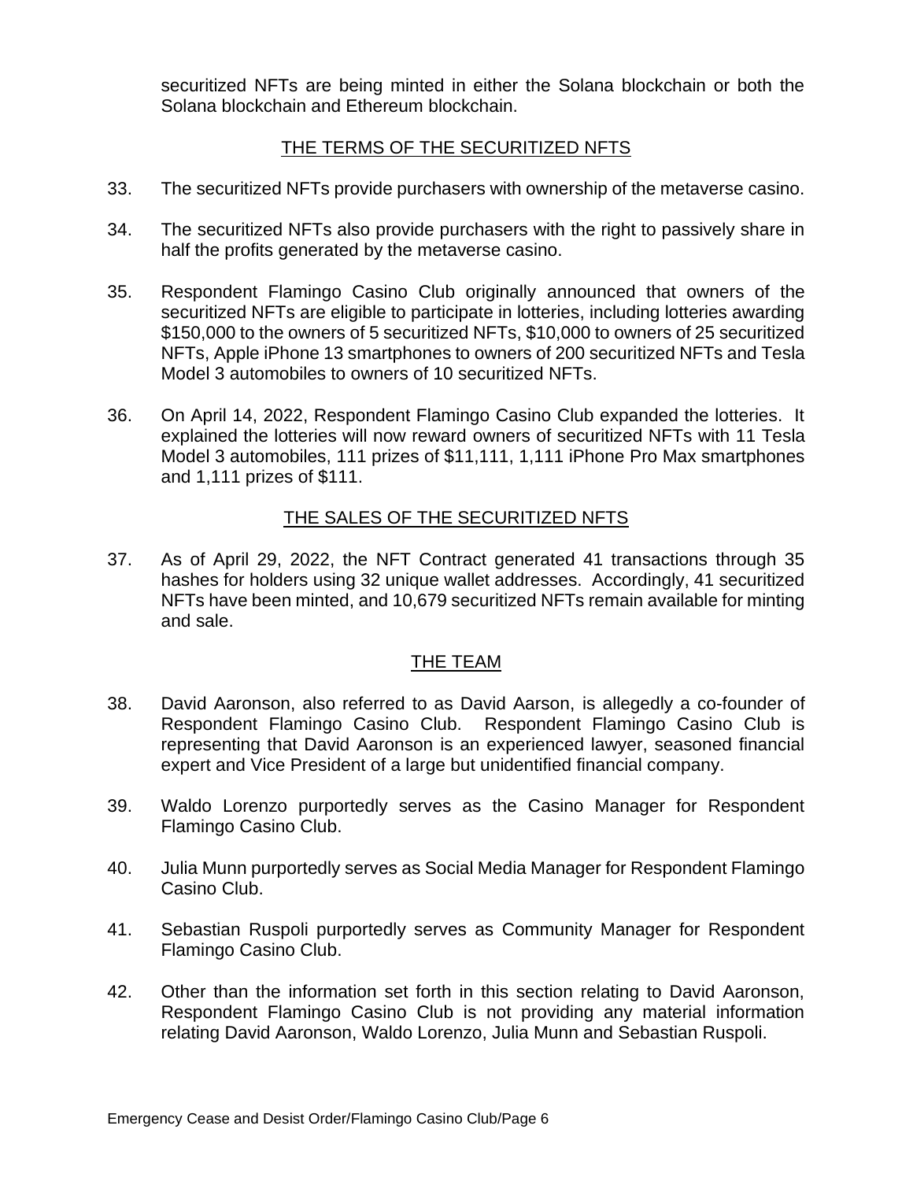securitized NFTs are being minted in either the Solana blockchain or both the Solana blockchain and Ethereum blockchain.

## THE TERMS OF THE SECURITIZED NFTS

33. The securitized NFTs provide purchasers with ownership of the metaverse casino.

34. The securitized NFTs also provide purchasers with the right to passively share in half the profits generated by the metaverse casino.

35. Respondent Flamingo Casino Club originally announced that owners of the securitized NFTs are eligible to participate in lotteries, including lotteries awarding $150,000 to the owners of 5 securitized NFTs, $10,000 to owners of 25 securitized NFTs, Apple iPhone 13 smartphones to owners of 200 securitized NFTs and Tesla Model 3 automobiles to owners of 10 securitized NFTs.

36. On April 14, 2022, Respondent Flamingo Casino Club expanded the lotteries. It explained the lotteries will now reward owners of securitized NFTs with 11 Tesla Model 3 automobiles, 111 prizes of $11,111, 1,111 iPhone Pro Max smartphones and 1,111 prizes of $111.

## THE SALES OF THE SECURITIZED NFTS

37. As of April 29, 2022, the NFT Contract generated 41 transactions through 35 hashes for holders using 32 unique wallet addresses. Accordingly, 41 securitized NFTs have been minted, and 10,679 securitized NFTs remain available for minting and sale.

## THE TEAM

38. David Aaronson, also referred to as David Aarson, is allegedly a co-founder of Respondent Flamingo Casino Club. Respondent Flamingo Casino Club is representing that David Aaronson is an experienced lawyer, seasoned financial expert and Vice President of a large but unidentified financial company.

39. Waldo Lorenzo purportedly serves as the Casino Manager for Respondent Flamingo Casino Club.

40. Julia Munn purportedly serves as Social Media Manager for Respondent Flamingo Casino Club.

41. Sebastian Ruspoli purportedly serves as Community Manager for Respondent Flamingo Casino Club.

42. Other than the information set forth in this section relating to David Aaronson, Respondent Flamingo Casino Club is not providing any material information relating David Aaronson, Waldo Lorenzo, Julia Munn and Sebastian Ruspoli.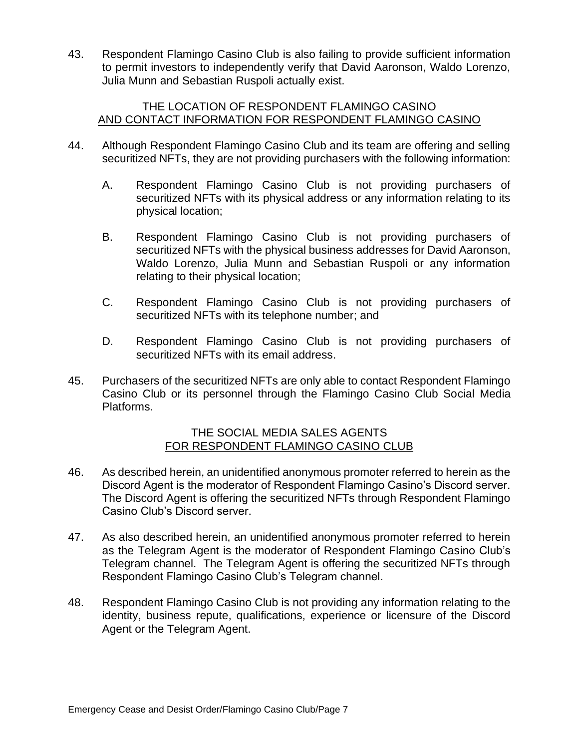43. Respondent Flamingo Casino Club is also failing to provide sufficient information to permit investors to independently verify that David Aaronson, Waldo Lorenzo, Julia Munn and Sebastian Ruspoli actually exist.

### THE LOCATION OF RESPONDENT FLAMINGO CASINO AND CONTACT INFORMATION FOR RESPONDENT FLAMINGO CASINO

44. Although Respondent Flamingo Casino Club and its team are offering and selling securitized NFTs, they are not providing purchasers with the following information:

    A. Respondent Flamingo Casino Club is not providing purchasers of securitized NFTs with its physical address or any information relating to its physical location;

    B. Respondent Flamingo Casino Club is not providing purchasers of securitized NFTs with the physical business addresses for David Aaronson, Waldo Lorenzo, Julia Munn and Sebastian Ruspoli or any information relating to their physical location;

    C. Respondent Flamingo Casino Club is not providing purchasers of securitized NFTs with its telephone number; and

    D. Respondent Flamingo Casino Club is not providing purchasers of securitized NFTs with its email address.

45. Purchasers of the securitized NFTs are only able to contact Respondent Flamingo Casino Club or its personnel through the Flamingo Casino Club Social Media Platforms.

### THE SOCIAL MEDIA SALES AGENTS FOR RESPONDENT FLAMINGO CASINO CLUB

46. As described herein, an unidentified anonymous promoter referred to herein as the Discord Agent is the moderator of Respondent Flamingo Casino's Discord server. The Discord Agent is offering the securitized NFTs through Respondent Flamingo Casino Club's Discord server.

47. As also described herein, an unidentified anonymous promoter referred to herein as the Telegram Agent is the moderator of Respondent Flamingo Casino Club's Telegram channel. The Telegram Agent is offering the securitized NFTs through Respondent Flamingo Casino Club's Telegram channel.

48. Respondent Flamingo Casino Club is not providing any information relating to the identity, business repute, qualifications, experience or licensure of the Discord Agent or the Telegram Agent.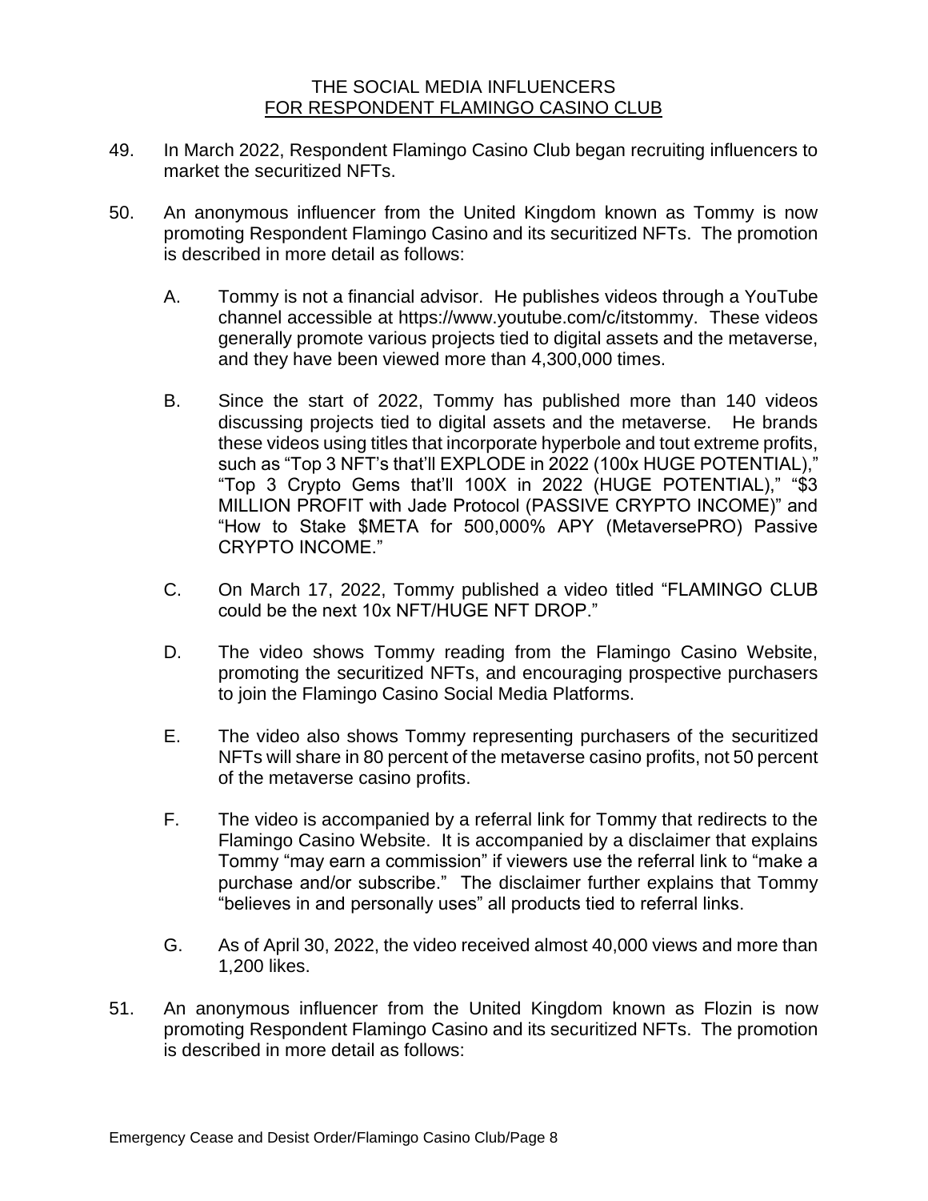## THE SOCIAL MEDIA INFLUENCERS FOR RESPONDENT FLAMINGO CASINO CLUB

49. In March 2022, Respondent Flamingo Casino Club began recruiting influencers to market the securitized NFTs.

50. An anonymous influencer from the United Kingdom known as Tommy is now promoting Respondent Flamingo Casino and its securitized NFTs. The promotion is described in more detail as follows:

    A. Tommy is not a financial advisor. He publishes videos through a YouTube channel accessible at https://www.youtube.com/c/itstommy. These videos generally promote various projects tied to digital assets and the metaverse, and they have been viewed more than 4,300,000 times.

    B. Since the start of 2022, Tommy has published more than 140 videos discussing projects tied to digital assets and the metaverse. He brands these videos using titles that incorporate hyperbole and tout extreme profits, such as "Top 3 NFT's that'll EXPLODE in 2022 (100x HUGE POTENTIAL)," "Top 3 Crypto Gems that'll 100X in 2022 (HUGE POTENTIAL)," "$3 MILLION PROFIT with Jade Protocol (PASSIVE CRYPTO INCOME)" and "How to Stake $META for 500,000% APY (MetaversePRO) Passive CRYPTO INCOME."

    C. On March 17, 2022, Tommy published a video titled "FLAMINGO CLUB could be the next 10x NFT/HUGE NFT DROP."

    D. The video shows Tommy reading from the Flamingo Casino Website, promoting the securitized NFTs, and encouraging prospective purchasers to join the Flamingo Casino Social Media Platforms.

    E. The video also shows Tommy representing purchasers of the securitized NFTs will share in 80 percent of the metaverse casino profits, not 50 percent of the metaverse casino profits.

    F. The video is accompanied by a referral link for Tommy that redirects to the Flamingo Casino Website. It is accompanied by a disclaimer that explains Tommy "may earn a commission" if viewers use the referral link to "make a purchase and/or subscribe." The disclaimer further explains that Tommy "believes in and personally uses" all products tied to referral links.

    G. As of April 30, 2022, the video received almost 40,000 views and more than 1,200 likes.

51. An anonymous influencer from the United Kingdom known as Flozin is now promoting Respondent Flamingo Casino and its securitized NFTs. The promotion is described in more detail as follows: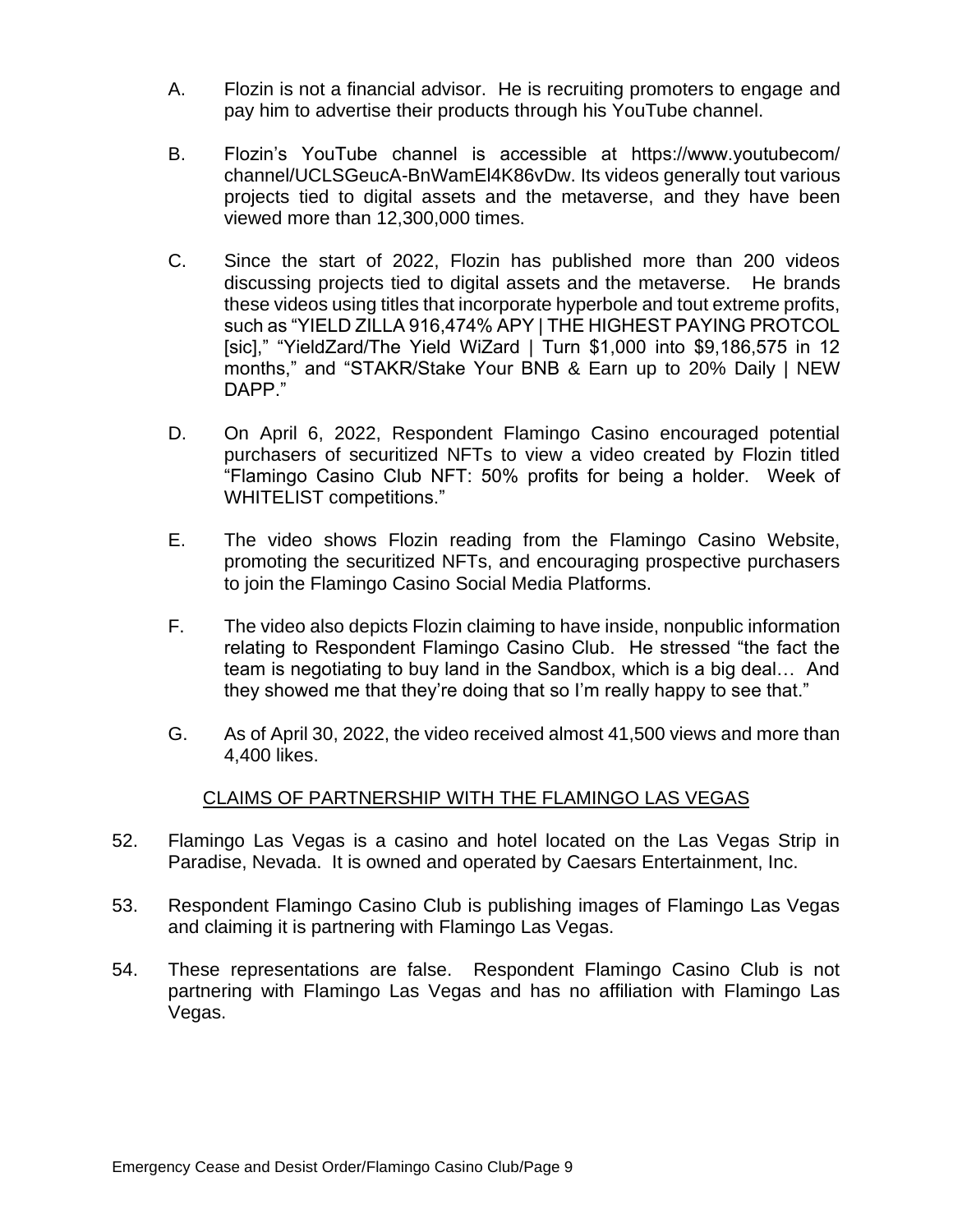A. Flozin is not a financial advisor. He is recruiting promoters to engage and pay him to advertise their products through his YouTube channel.

B. Flozin's YouTube channel is accessible at https://www.youtubecom/channel/UCLSGeucA-BnWamEl4K86vDw. Its videos generally tout various projects tied to digital assets and the metaverse, and they have been viewed more than 12,300,000 times.

C. Since the start of 2022, Flozin has published more than 200 videos discussing projects tied to digital assets and the metaverse. He brands these videos using titles that incorporate hyperbole and tout extreme profits, such as "YIELD ZILLA 916,474% APY | THE HIGHEST PAYING PROTCOL [sic]," "YieldZard/The Yield WiZard | Turn $1,000 into $9,186,575 in 12 months," and "STAKR/Stake Your BNB & Earn up to 20% Daily | NEW DAPP."

D. On April 6, 2022, Respondent Flamingo Casino encouraged potential purchasers of securitized NFTs to view a video created by Flozin titled "Flamingo Casino Club NFT: 50% profits for being a holder. Week of WHITELIST competitions."

E. The video shows Flozin reading from the Flamingo Casino Website, promoting the securitized NFTs, and encouraging prospective purchasers to join the Flamingo Casino Social Media Platforms.

F. The video also depicts Flozin claiming to have inside, nonpublic information relating to Respondent Flamingo Casino Club. He stressed "the fact the team is negotiating to buy land in the Sandbox, which is a big deal… And they showed me that they're doing that so I'm really happy to see that."

G. As of April 30, 2022, the video received almost 41,500 views and more than 4,400 likes.

## CLAIMS OF PARTNERSHIP WITH THE FLAMINGO LAS VEGAS

52. Flamingo Las Vegas is a casino and hotel located on the Las Vegas Strip in Paradise, Nevada. It is owned and operated by Caesars Entertainment, Inc.

53. Respondent Flamingo Casino Club is publishing images of Flamingo Las Vegas and claiming it is partnering with Flamingo Las Vegas.

54. These representations are false. Respondent Flamingo Casino Club is not partnering with Flamingo Las Vegas and has no affiliation with Flamingo Las Vegas.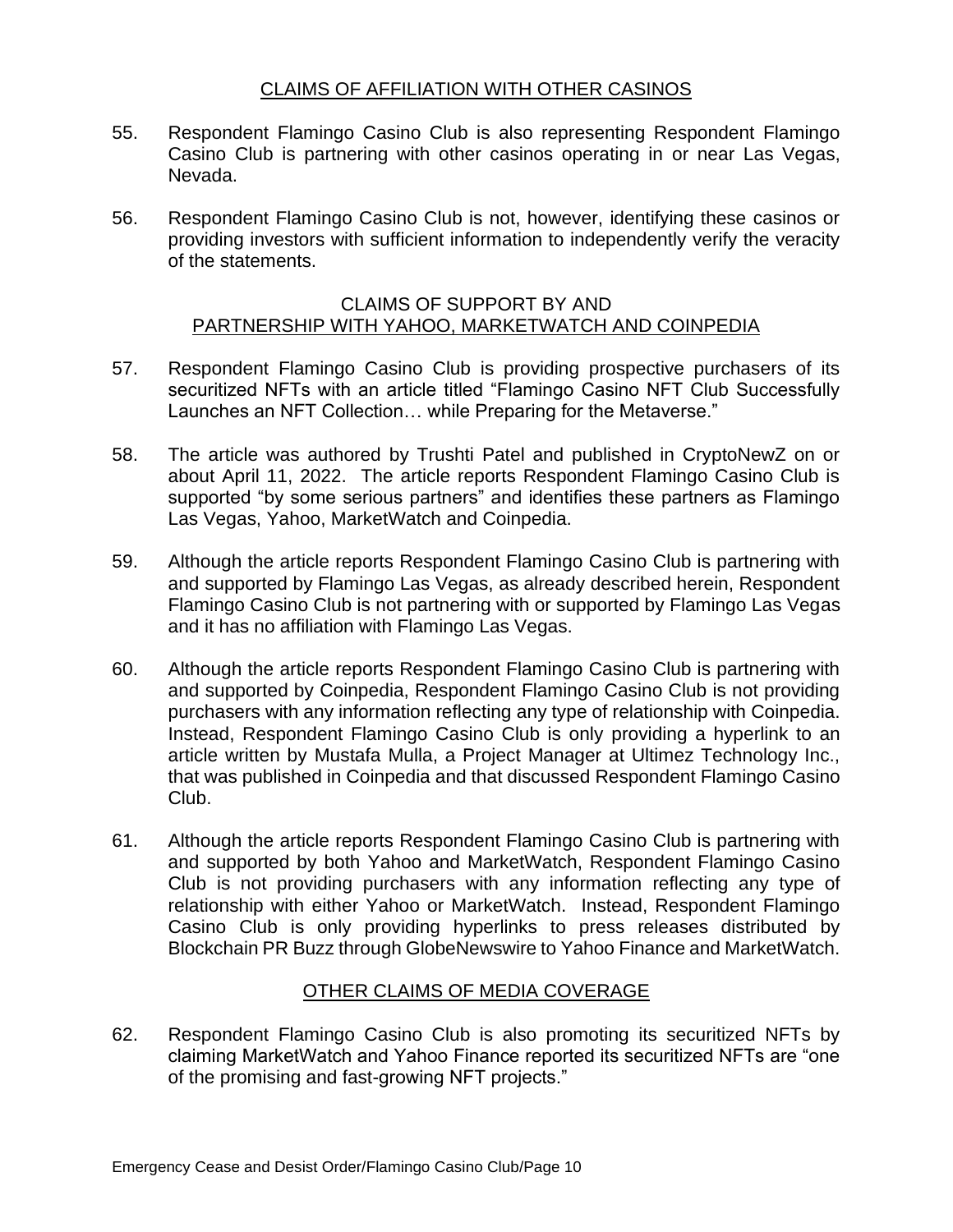## CLAIMS OF AFFILIATION WITH OTHER CASINOS

55. Respondent Flamingo Casino Club is also representing Respondent Flamingo Casino Club is partnering with other casinos operating in or near Las Vegas, Nevada.

56. Respondent Flamingo Casino Club is not, however, identifying these casinos or providing investors with sufficient information to independently verify the veracity of the statements.

## CLAIMS OF SUPPORT BY AND PARTNERSHIP WITH YAHOO, MARKETWATCH AND COINPEDIA

57. Respondent Flamingo Casino Club is providing prospective purchasers of its securitized NFTs with an article titled "Flamingo Casino NFT Club Successfully Launches an NFT Collection… while Preparing for the Metaverse."

58. The article was authored by Trushti Patel and published in CryptoNewZ on or about April 11, 2022. The article reports Respondent Flamingo Casino Club is supported "by some serious partners" and identifies these partners as Flamingo Las Vegas, Yahoo, MarketWatch and Coinpedia.

59. Although the article reports Respondent Flamingo Casino Club is partnering with and supported by Flamingo Las Vegas, as already described herein, Respondent Flamingo Casino Club is not partnering with or supported by Flamingo Las Vegas and it has no affiliation with Flamingo Las Vegas.

60. Although the article reports Respondent Flamingo Casino Club is partnering with and supported by Coinpedia, Respondent Flamingo Casino Club is not providing purchasers with any information reflecting any type of relationship with Coinpedia. Instead, Respondent Flamingo Casino Club is only providing a hyperlink to an article written by Mustafa Mulla, a Project Manager at Ultimez Technology Inc., that was published in Coinpedia and that discussed Respondent Flamingo Casino Club.

61. Although the article reports Respondent Flamingo Casino Club is partnering with and supported by both Yahoo and MarketWatch, Respondent Flamingo Casino Club is not providing purchasers with any information reflecting any type of relationship with either Yahoo or MarketWatch. Instead, Respondent Flamingo Casino Club is only providing hyperlinks to press releases distributed by Blockchain PR Buzz through GlobeNewswire to Yahoo Finance and MarketWatch.

## OTHER CLAIMS OF MEDIA COVERAGE

62. Respondent Flamingo Casino Club is also promoting its securitized NFTs by claiming MarketWatch and Yahoo Finance reported its securitized NFTs are "one of the promising and fast-growing NFT projects."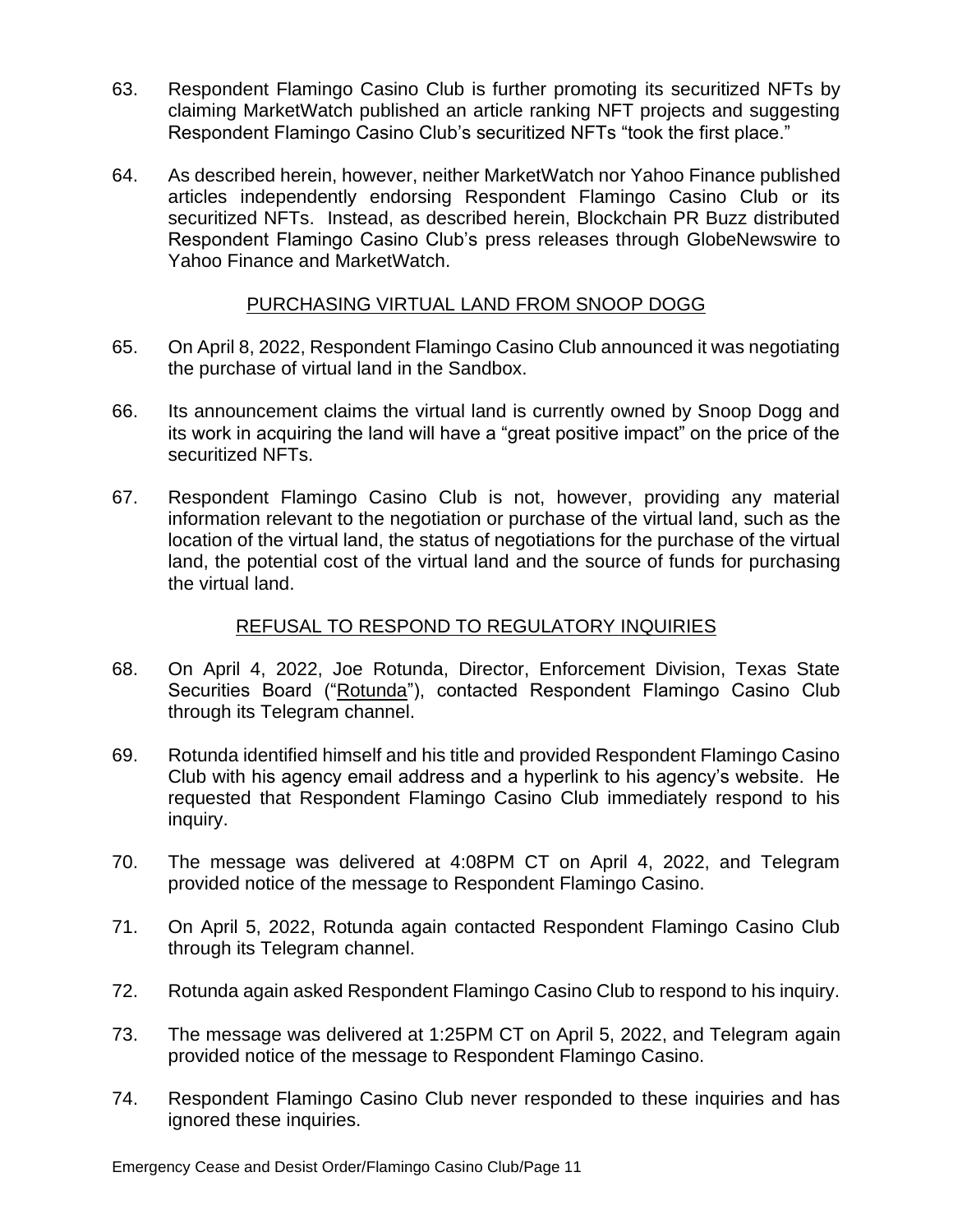63. Respondent Flamingo Casino Club is further promoting its securitized NFTs by claiming MarketWatch published an article ranking NFT projects and suggesting Respondent Flamingo Casino Club's securitized NFTs "took the first place."

64. As described herein, however, neither MarketWatch nor Yahoo Finance published articles independently endorsing Respondent Flamingo Casino Club or its securitized NFTs. Instead, as described herein, Blockchain PR Buzz distributed Respondent Flamingo Casino Club's press releases through GlobeNewswire to Yahoo Finance and MarketWatch.

## PURCHASING VIRTUAL LAND FROM SNOOP DOGG

65. On April 8, 2022, Respondent Flamingo Casino Club announced it was negotiating the purchase of virtual land in the Sandbox.

66. Its announcement claims the virtual land is currently owned by Snoop Dogg and its work in acquiring the land will have a "great positive impact" on the price of the securitized NFTs.

67. Respondent Flamingo Casino Club is not, however, providing any material information relevant to the negotiation or purchase of the virtual land, such as the location of the virtual land, the status of negotiations for the purchase of the virtual land, the potential cost of the virtual land and the source of funds for purchasing the virtual land.

## REFUSAL TO RESPOND TO REGULATORY INQUIRIES

68. On April 4, 2022, Joe Rotunda, Director, Enforcement Division, Texas State Securities Board ("Rotunda"), contacted Respondent Flamingo Casino Club through its Telegram channel.

69. Rotunda identified himself and his title and provided Respondent Flamingo Casino Club with his agency email address and a hyperlink to his agency's website. He requested that Respondent Flamingo Casino Club immediately respond to his inquiry.

70. The message was delivered at 4:08PM CT on April 4, 2022, and Telegram provided notice of the message to Respondent Flamingo Casino.

71. On April 5, 2022, Rotunda again contacted Respondent Flamingo Casino Club through its Telegram channel.

72. Rotunda again asked Respondent Flamingo Casino Club to respond to his inquiry.

73. The message was delivered at 1:25PM CT on April 5, 2022, and Telegram again provided notice of the message to Respondent Flamingo Casino.

74. Respondent Flamingo Casino Club never responded to these inquiries and has ignored these inquiries.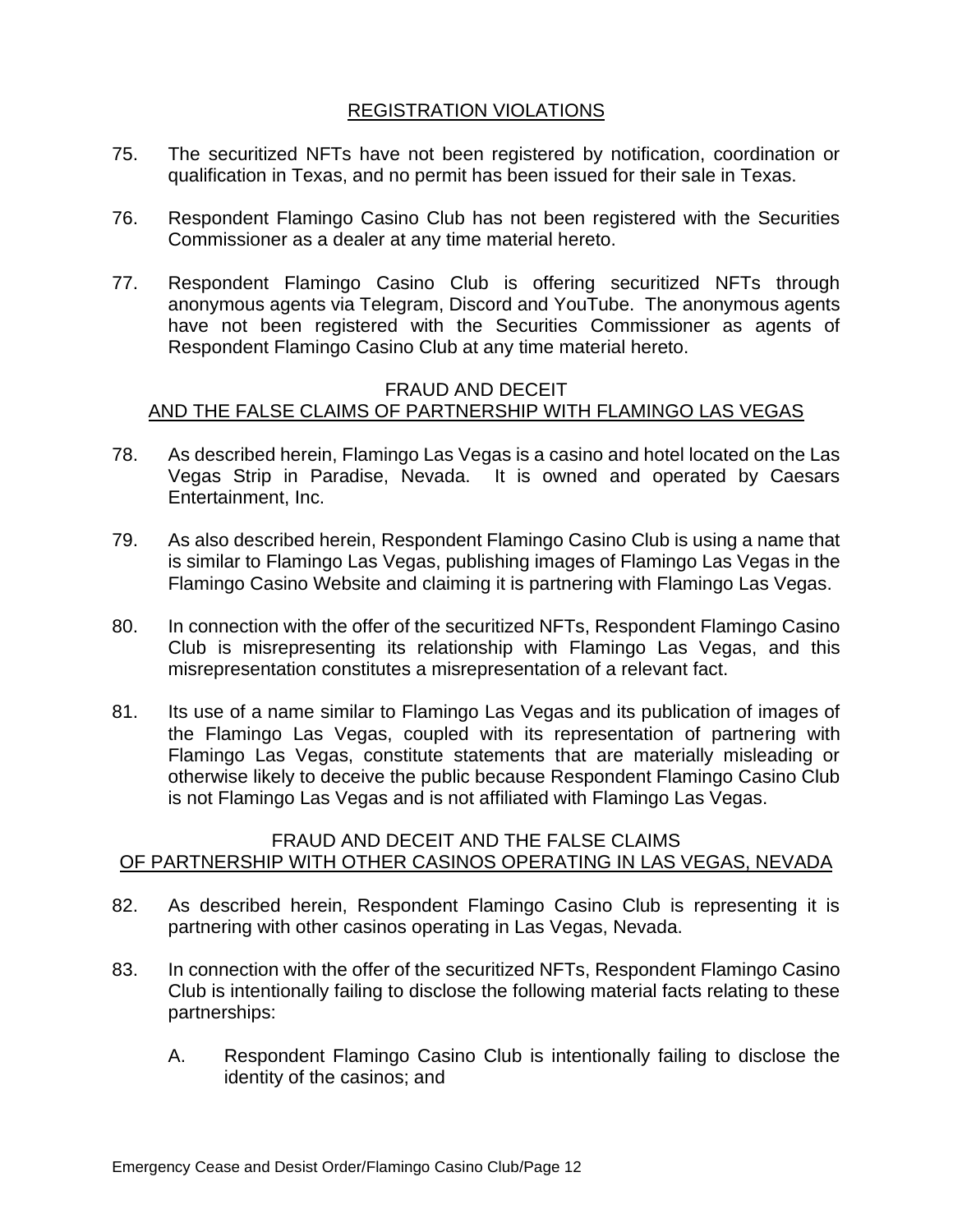## REGISTRATION VIOLATIONS

75. The securitized NFTs have not been registered by notification, coordination or qualification in Texas, and no permit has been issued for their sale in Texas.

76. Respondent Flamingo Casino Club has not been registered with the Securities Commissioner as a dealer at any time material hereto.

77. Respondent Flamingo Casino Club is offering securitized NFTs through anonymous agents via Telegram, Discord and YouTube. The anonymous agents have not been registered with the Securities Commissioner as agents of Respondent Flamingo Casino Club at any time material hereto.

## FRAUD AND DECEIT AND THE FALSE CLAIMS OF PARTNERSHIP WITH FLAMINGO LAS VEGAS

78. As described herein, Flamingo Las Vegas is a casino and hotel located on the Las Vegas Strip in Paradise, Nevada. It is owned and operated by Caesars Entertainment, Inc.

79. As also described herein, Respondent Flamingo Casino Club is using a name that is similar to Flamingo Las Vegas, publishing images of Flamingo Las Vegas in the Flamingo Casino Website and claiming it is partnering with Flamingo Las Vegas.

80. In connection with the offer of the securitized NFTs, Respondent Flamingo Casino Club is misrepresenting its relationship with Flamingo Las Vegas, and this misrepresentation constitutes a misrepresentation of a relevant fact.

81. Its use of a name similar to Flamingo Las Vegas and its publication of images of the Flamingo Las Vegas, coupled with its representation of partnering with Flamingo Las Vegas, constitute statements that are materially misleading or otherwise likely to deceive the public because Respondent Flamingo Casino Club is not Flamingo Las Vegas and is not affiliated with Flamingo Las Vegas.

## FRAUD AND DECEIT AND THE FALSE CLAIMS OF PARTNERSHIP WITH OTHER CASINOS OPERATING IN LAS VEGAS, NEVADA

82. As described herein, Respondent Flamingo Casino Club is representing it is partnering with other casinos operating in Las Vegas, Nevada.

83. In connection with the offer of the securitized NFTs, Respondent Flamingo Casino Club is intentionally failing to disclose the following material facts relating to these partnerships:

    A. Respondent Flamingo Casino Club is intentionally failing to disclose the identity of the casinos; and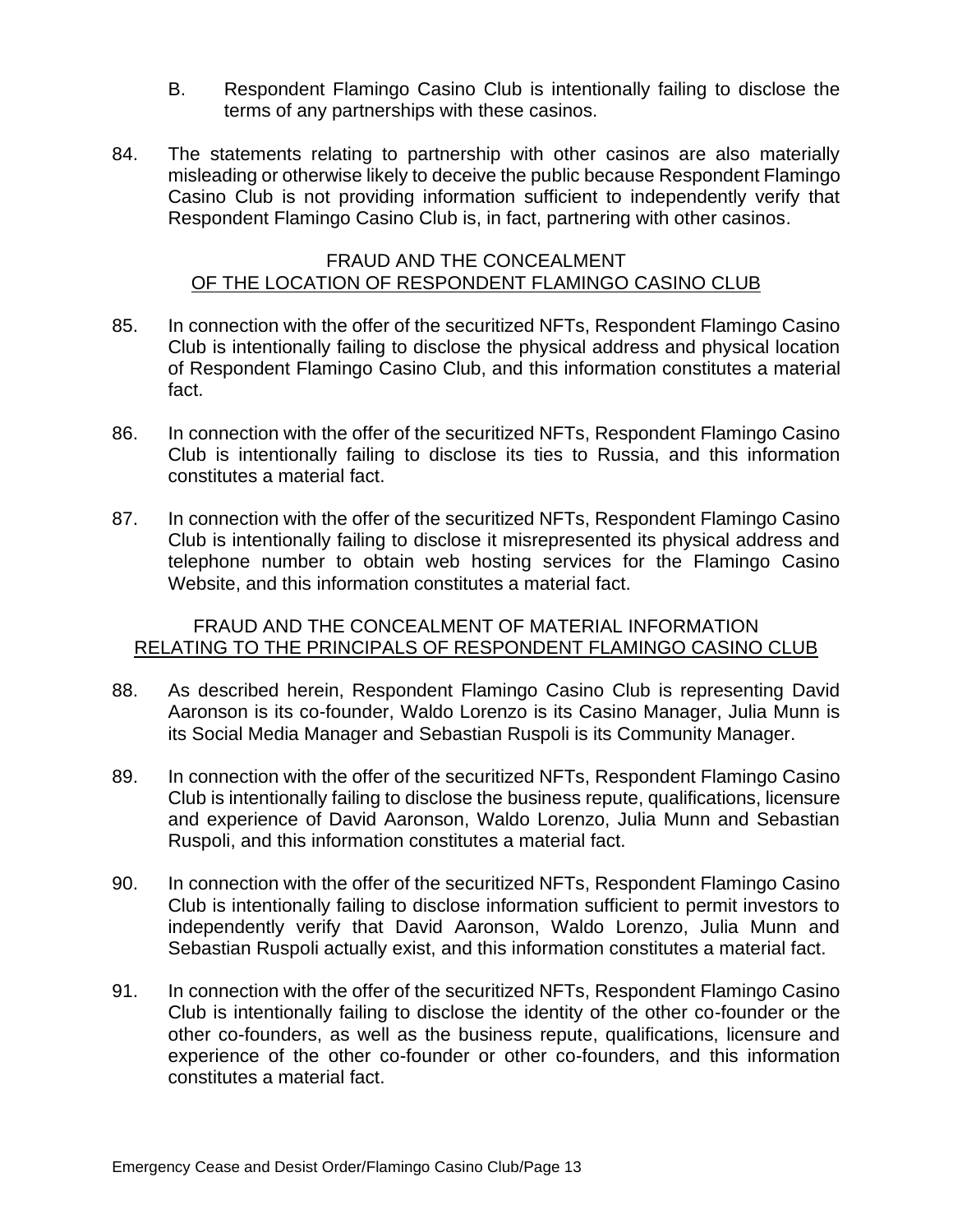B. Respondent Flamingo Casino Club is intentionally failing to disclose the terms of any partnerships with these casinos.

84. The statements relating to partnership with other casinos are also materially misleading or otherwise likely to deceive the public because Respondent Flamingo Casino Club is not providing information sufficient to independently verify that Respondent Flamingo Casino Club is, in fact, partnering with other casinos.

FRAUD AND THE CONCEALMENT
OF THE LOCATION OF RESPONDENT FLAMINGO CASINO CLUB

85. In connection with the offer of the securitized NFTs, Respondent Flamingo Casino Club is intentionally failing to disclose the physical address and physical location of Respondent Flamingo Casino Club, and this information constitutes a material fact.

86. In connection with the offer of the securitized NFTs, Respondent Flamingo Casino Club is intentionally failing to disclose its ties to Russia, and this information constitutes a material fact.

87. In connection with the offer of the securitized NFTs, Respondent Flamingo Casino Club is intentionally failing to disclose it misrepresented its physical address and telephone number to obtain web hosting services for the Flamingo Casino Website, and this information constitutes a material fact.

FRAUD AND THE CONCEALMENT OF MATERIAL INFORMATION
RELATING TO THE PRINCIPALS OF RESPONDENT FLAMINGO CASINO CLUB

88. As described herein, Respondent Flamingo Casino Club is representing David Aaronson is its co-founder, Waldo Lorenzo is its Casino Manager, Julia Munn is its Social Media Manager and Sebastian Ruspoli is its Community Manager.

89. In connection with the offer of the securitized NFTs, Respondent Flamingo Casino Club is intentionally failing to disclose the business repute, qualifications, licensure and experience of David Aaronson, Waldo Lorenzo, Julia Munn and Sebastian Ruspoli, and this information constitutes a material fact.

90. In connection with the offer of the securitized NFTs, Respondent Flamingo Casino Club is intentionally failing to disclose information sufficient to permit investors to independently verify that David Aaronson, Waldo Lorenzo, Julia Munn and Sebastian Ruspoli actually exist, and this information constitutes a material fact.

91. In connection with the offer of the securitized NFTs, Respondent Flamingo Casino Club is intentionally failing to disclose the identity of the other co-founder or the other co-founders, as well as the business repute, qualifications, licensure and experience of the other co-founder or other co-founders, and this information constitutes a material fact.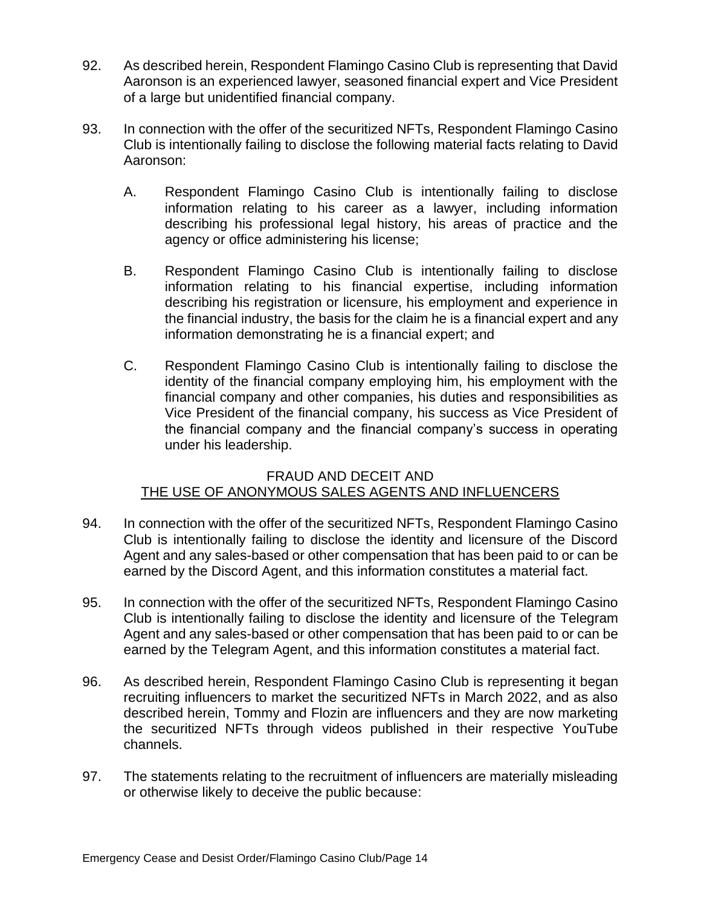92. As described herein, Respondent Flamingo Casino Club is representing that David Aaronson is an experienced lawyer, seasoned financial expert and Vice President of a large but unidentified financial company.

93. In connection with the offer of the securitized NFTs, Respondent Flamingo Casino Club is intentionally failing to disclose the following material facts relating to David Aaronson:

    A. Respondent Flamingo Casino Club is intentionally failing to disclose information relating to his career as a lawyer, including information describing his professional legal history, his areas of practice and the agency or office administering his license;

    B. Respondent Flamingo Casino Club is intentionally failing to disclose information relating to his financial expertise, including information describing his registration or licensure, his employment and experience in the financial industry, the basis for the claim he is a financial expert and any information demonstrating he is a financial expert; and

    C. Respondent Flamingo Casino Club is intentionally failing to disclose the identity of the financial company employing him, his employment with the financial company and other companies, his duties and responsibilities as Vice President of the financial company, his success as Vice President of the financial company and the financial company's success in operating under his leadership.

## FRAUD AND DECEIT AND THE USE OF ANONYMOUS SALES AGENTS AND INFLUENCERS

94. In connection with the offer of the securitized NFTs, Respondent Flamingo Casino Club is intentionally failing to disclose the identity and licensure of the Discord Agent and any sales-based or other compensation that has been paid to or can be earned by the Discord Agent, and this information constitutes a material fact.

95. In connection with the offer of the securitized NFTs, Respondent Flamingo Casino Club is intentionally failing to disclose the identity and licensure of the Telegram Agent and any sales-based or other compensation that has been paid to or can be earned by the Telegram Agent, and this information constitutes a material fact.

96. As described herein, Respondent Flamingo Casino Club is representing it began recruiting influencers to market the securitized NFTs in March 2022, and as also described herein, Tommy and Flozin are influencers and they are now marketing the securitized NFTs through videos published in their respective YouTube channels.

97. The statements relating to the recruitment of influencers are materially misleading or otherwise likely to deceive the public because: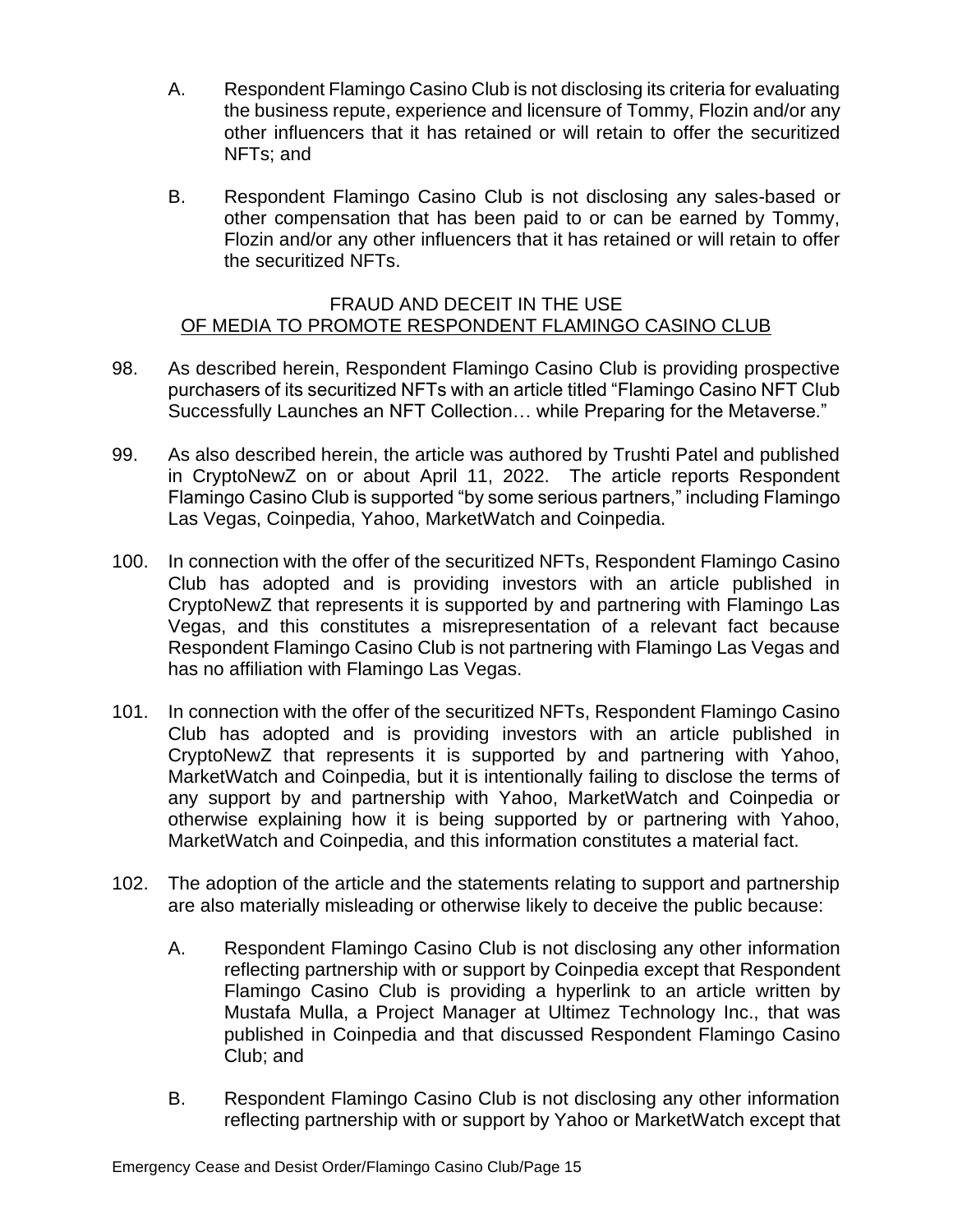A. Respondent Flamingo Casino Club is not disclosing its criteria for evaluating the business repute, experience and licensure of Tommy, Flozin and/or any other influencers that it has retained or will retain to offer the securitized NFTs; and

B. Respondent Flamingo Casino Club is not disclosing any sales-based or other compensation that has been paid to or can be earned by Tommy, Flozin and/or any other influencers that it has retained or will retain to offer the securitized NFTs.

FRAUD AND DECEIT IN THE USE
<u>OF MEDIA TO PROMOTE RESPONDENT FLAMINGO CASINO CLUB</u>

98. As described herein, Respondent Flamingo Casino Club is providing prospective purchasers of its securitized NFTs with an article titled "Flamingo Casino NFT Club Successfully Launches an NFT Collection… while Preparing for the Metaverse."

99. As also described herein, the article was authored by Trushti Patel and published in CryptoNewZ on or about April 11, 2022. The article reports Respondent Flamingo Casino Club is supported "by some serious partners," including Flamingo Las Vegas, Coinpedia, Yahoo, MarketWatch and Coinpedia.

100. In connection with the offer of the securitized NFTs, Respondent Flamingo Casino Club has adopted and is providing investors with an article published in CryptoNewZ that represents it is supported by and partnering with Flamingo Las Vegas, and this constitutes a misrepresentation of a relevant fact because Respondent Flamingo Casino Club is not partnering with Flamingo Las Vegas and has no affiliation with Flamingo Las Vegas.

101. In connection with the offer of the securitized NFTs, Respondent Flamingo Casino Club has adopted and is providing investors with an article published in CryptoNewZ that represents it is supported by and partnering with Yahoo, MarketWatch and Coinpedia, but it is intentionally failing to disclose the terms of any support by and partnership with Yahoo, MarketWatch and Coinpedia or otherwise explaining how it is being supported by or partnering with Yahoo, MarketWatch and Coinpedia, and this information constitutes a material fact.

102. The adoption of the article and the statements relating to support and partnership are also materially misleading or otherwise likely to deceive the public because:

A. Respondent Flamingo Casino Club is not disclosing any other information reflecting partnership with or support by Coinpedia except that Respondent Flamingo Casino Club is providing a hyperlink to an article written by Mustafa Mulla, a Project Manager at Ultimez Technology Inc., that was published in Coinpedia and that discussed Respondent Flamingo Casino Club; and

B. Respondent Flamingo Casino Club is not disclosing any other information reflecting partnership with or support by Yahoo or MarketWatch except that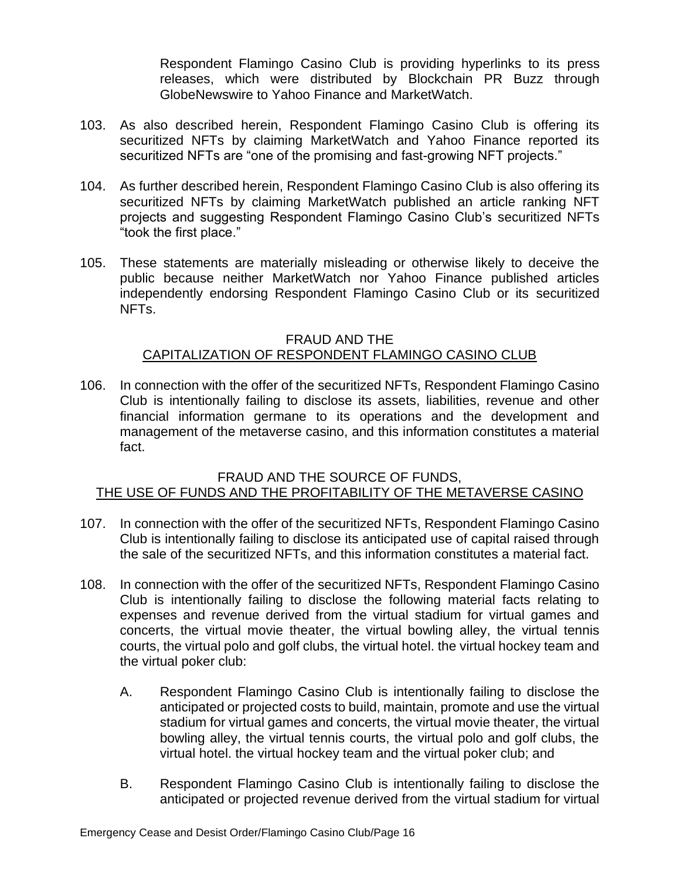Respondent Flamingo Casino Club is providing hyperlinks to its press releases, which were distributed by Blockchain PR Buzz through GlobeNewswire to Yahoo Finance and MarketWatch.

103. As also described herein, Respondent Flamingo Casino Club is offering its securitized NFTs by claiming MarketWatch and Yahoo Finance reported its securitized NFTs are "one of the promising and fast-growing NFT projects."

104. As further described herein, Respondent Flamingo Casino Club is also offering its securitized NFTs by claiming MarketWatch published an article ranking NFT projects and suggesting Respondent Flamingo Casino Club's securitized NFTs "took the first place."

105. These statements are materially misleading or otherwise likely to deceive the public because neither MarketWatch nor Yahoo Finance published articles independently endorsing Respondent Flamingo Casino Club or its securitized NFTs.

## FRAUD AND THE CAPITALIZATION OF RESPONDENT FLAMINGO CASINO CLUB

106. In connection with the offer of the securitized NFTs, Respondent Flamingo Casino Club is intentionally failing to disclose its assets, liabilities, revenue and other financial information germane to its operations and the development and management of the metaverse casino, and this information constitutes a material fact.

## FRAUD AND THE SOURCE OF FUNDS, THE USE OF FUNDS AND THE PROFITABILITY OF THE METAVERSE CASINO

107. In connection with the offer of the securitized NFTs, Respondent Flamingo Casino Club is intentionally failing to disclose its anticipated use of capital raised through the sale of the securitized NFTs, and this information constitutes a material fact.

108. In connection with the offer of the securitized NFTs, Respondent Flamingo Casino Club is intentionally failing to disclose the following material facts relating to expenses and revenue derived from the virtual stadium for virtual games and concerts, the virtual movie theater, the virtual bowling alley, the virtual tennis courts, the virtual polo and golf clubs, the virtual hotel. the virtual hockey team and the virtual poker club:

    A. Respondent Flamingo Casino Club is intentionally failing to disclose the anticipated or projected costs to build, maintain, promote and use the virtual stadium for virtual games and concerts, the virtual movie theater, the virtual bowling alley, the virtual tennis courts, the virtual polo and golf clubs, the virtual hotel. the virtual hockey team and the virtual poker club; and

    B. Respondent Flamingo Casino Club is intentionally failing to disclose the anticipated or projected revenue derived from the virtual stadium for virtual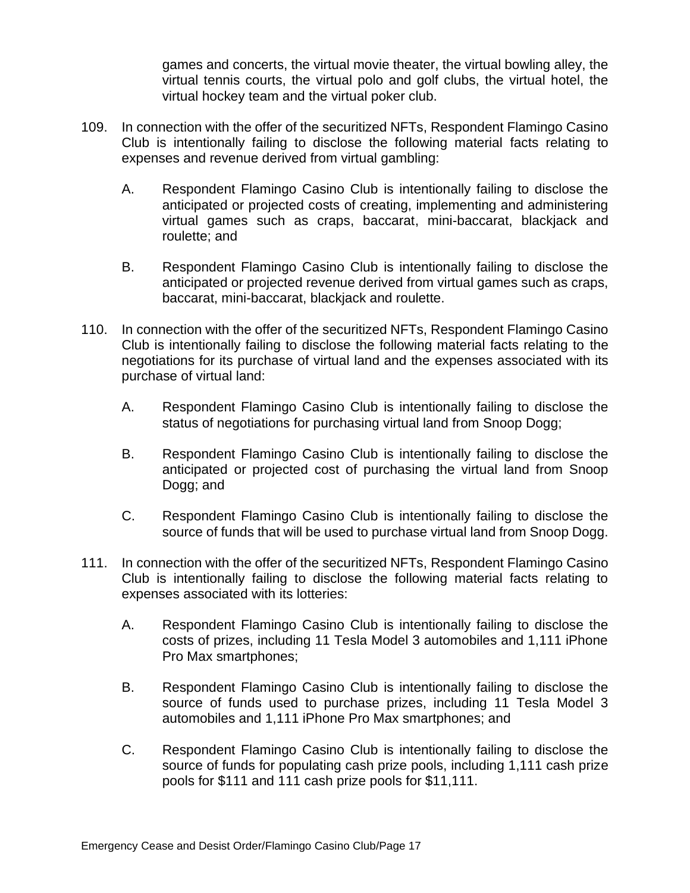games and concerts, the virtual movie theater, the virtual bowling alley, the virtual tennis courts, the virtual polo and golf clubs, the virtual hotel, the virtual hockey team and the virtual poker club.

109. In connection with the offer of the securitized NFTs, Respondent Flamingo Casino Club is intentionally failing to disclose the following material facts relating to expenses and revenue derived from virtual gambling:

   A. Respondent Flamingo Casino Club is intentionally failing to disclose the anticipated or projected costs of creating, implementing and administering virtual games such as craps, baccarat, mini-baccarat, blackjack and roulette; and

   B. Respondent Flamingo Casino Club is intentionally failing to disclose the anticipated or projected revenue derived from virtual games such as craps, baccarat, mini-baccarat, blackjack and roulette.

110. In connection with the offer of the securitized NFTs, Respondent Flamingo Casino Club is intentionally failing to disclose the following material facts relating to the negotiations for its purchase of virtual land and the expenses associated with its purchase of virtual land:

   A. Respondent Flamingo Casino Club is intentionally failing to disclose the status of negotiations for purchasing virtual land from Snoop Dogg;

   B. Respondent Flamingo Casino Club is intentionally failing to disclose the anticipated or projected cost of purchasing the virtual land from Snoop Dogg; and

   C. Respondent Flamingo Casino Club is intentionally failing to disclose the source of funds that will be used to purchase virtual land from Snoop Dogg.

111. In connection with the offer of the securitized NFTs, Respondent Flamingo Casino Club is intentionally failing to disclose the following material facts relating to expenses associated with its lotteries:

   A. Respondent Flamingo Casino Club is intentionally failing to disclose the costs of prizes, including 11 Tesla Model 3 automobiles and 1,111 iPhone Pro Max smartphones;

   B. Respondent Flamingo Casino Club is intentionally failing to disclose the source of funds used to purchase prizes, including 11 Tesla Model 3 automobiles and 1,111 iPhone Pro Max smartphones; and

   C. Respondent Flamingo Casino Club is intentionally failing to disclose the source of funds for populating cash prize pools, including 1,111 cash prize pools for $111 and 111 cash prize pools for $11,111.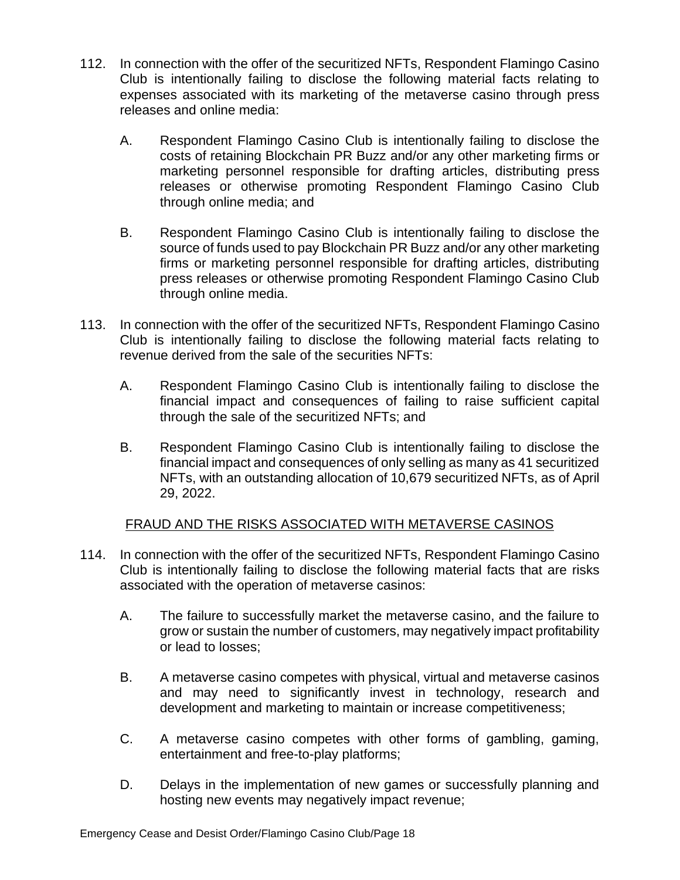112. In connection with the offer of the securitized NFTs, Respondent Flamingo Casino Club is intentionally failing to disclose the following material facts relating to expenses associated with its marketing of the metaverse casino through press releases and online media:

 A. Respondent Flamingo Casino Club is intentionally failing to disclose the costs of retaining Blockchain PR Buzz and/or any other marketing firms or marketing personnel responsible for drafting articles, distributing press releases or otherwise promoting Respondent Flamingo Casino Club through online media; and

 B. Respondent Flamingo Casino Club is intentionally failing to disclose the source of funds used to pay Blockchain PR Buzz and/or any other marketing firms or marketing personnel responsible for drafting articles, distributing press releases or otherwise promoting Respondent Flamingo Casino Club through online media.

113. In connection with the offer of the securitized NFTs, Respondent Flamingo Casino Club is intentionally failing to disclose the following material facts relating to revenue derived from the sale of the securities NFTs:

 A. Respondent Flamingo Casino Club is intentionally failing to disclose the financial impact and consequences of failing to raise sufficient capital through the sale of the securitized NFTs; and

 B. Respondent Flamingo Casino Club is intentionally failing to disclose the financial impact and consequences of only selling as many as 41 securitized NFTs, with an outstanding allocation of 10,679 securitized NFTs, as of April 29, 2022.

<u>FRAUD AND THE RISKS ASSOCIATED WITH METAVERSE CASINOS</u>

114. In connection with the offer of the securitized NFTs, Respondent Flamingo Casino Club is intentionally failing to disclose the following material facts that are risks associated with the operation of metaverse casinos:

 A. The failure to successfully market the metaverse casino, and the failure to grow or sustain the number of customers, may negatively impact profitability or lead to losses;

 B. A metaverse casino competes with physical, virtual and metaverse casinos and may need to significantly invest in technology, research and development and marketing to maintain or increase competitiveness;

 C. A metaverse casino competes with other forms of gambling, gaming, entertainment and free-to-play platforms;

 D. Delays in the implementation of new games or successfully planning and hosting new events may negatively impact revenue;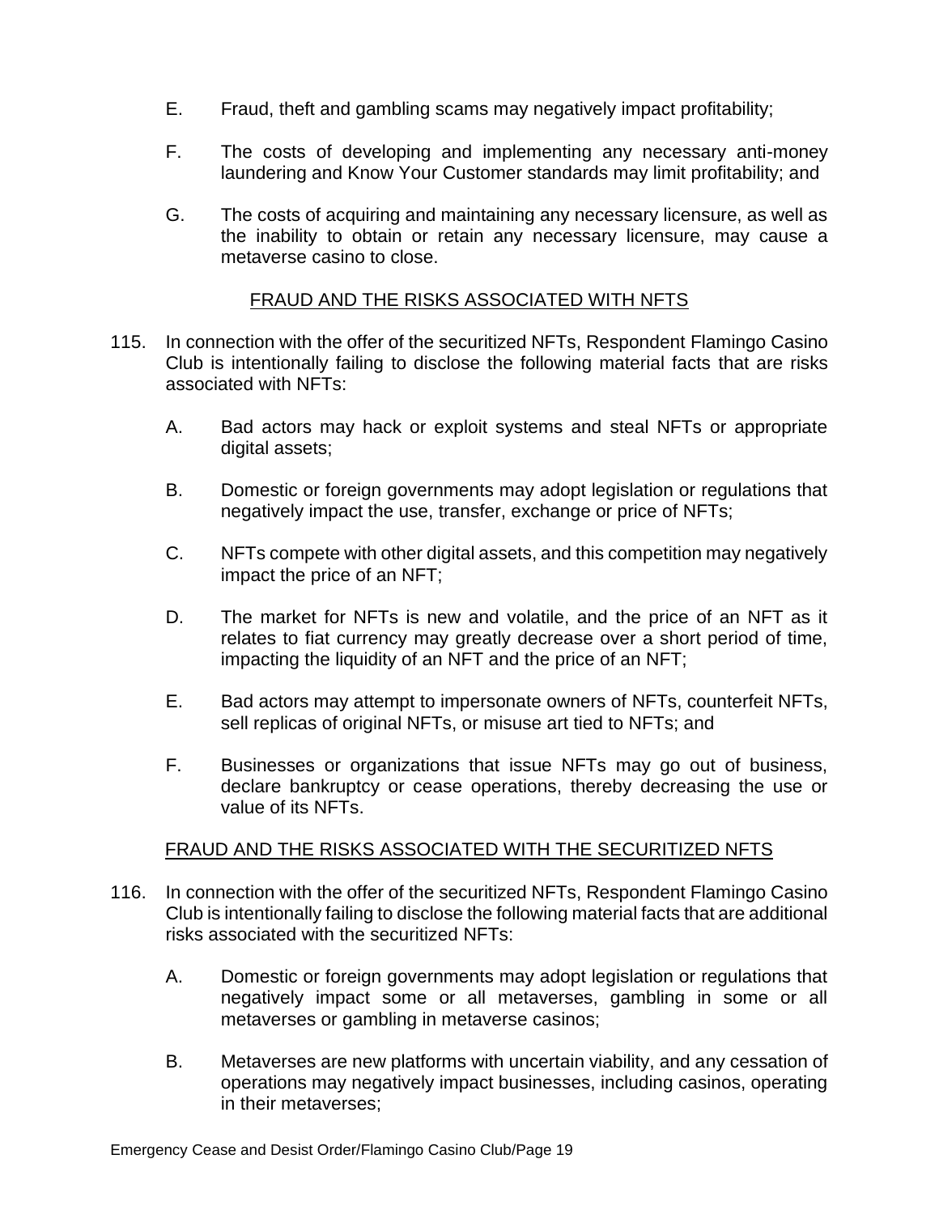E. Fraud, theft and gambling scams may negatively impact profitability;

F. The costs of developing and implementing any necessary anti-money laundering and Know Your Customer standards may limit profitability; and

G. The costs of acquiring and maintaining any necessary licensure, as well as the inability to obtain or retain any necessary licensure, may cause a metaverse casino to close.

<u>FRAUD AND THE RISKS ASSOCIATED WITH NFTS</u>

115. In connection with the offer of the securitized NFTs, Respondent Flamingo Casino Club is intentionally failing to disclose the following material facts that are risks associated with NFTs:

A. Bad actors may hack or exploit systems and steal NFTs or appropriate digital assets;

B. Domestic or foreign governments may adopt legislation or regulations that negatively impact the use, transfer, exchange or price of NFTs;

C. NFTs compete with other digital assets, and this competition may negatively impact the price of an NFT;

D. The market for NFTs is new and volatile, and the price of an NFT as it relates to fiat currency may greatly decrease over a short period of time, impacting the liquidity of an NFT and the price of an NFT;

E. Bad actors may attempt to impersonate owners of NFTs, counterfeit NFTs, sell replicas of original NFTs, or misuse art tied to NFTs; and

F. Businesses or organizations that issue NFTs may go out of business, declare bankruptcy or cease operations, thereby decreasing the use or value of its NFTs.

<u>FRAUD AND THE RISKS ASSOCIATED WITH THE SECURITIZED NFTS</u>

116. In connection with the offer of the securitized NFTs, Respondent Flamingo Casino Club is intentionally failing to disclose the following material facts that are additional risks associated with the securitized NFTs:

A. Domestic or foreign governments may adopt legislation or regulations that negatively impact some or all metaverses, gambling in some or all metaverses or gambling in metaverse casinos;

B. Metaverses are new platforms with uncertain viability, and any cessation of operations may negatively impact businesses, including casinos, operating in their metaverses;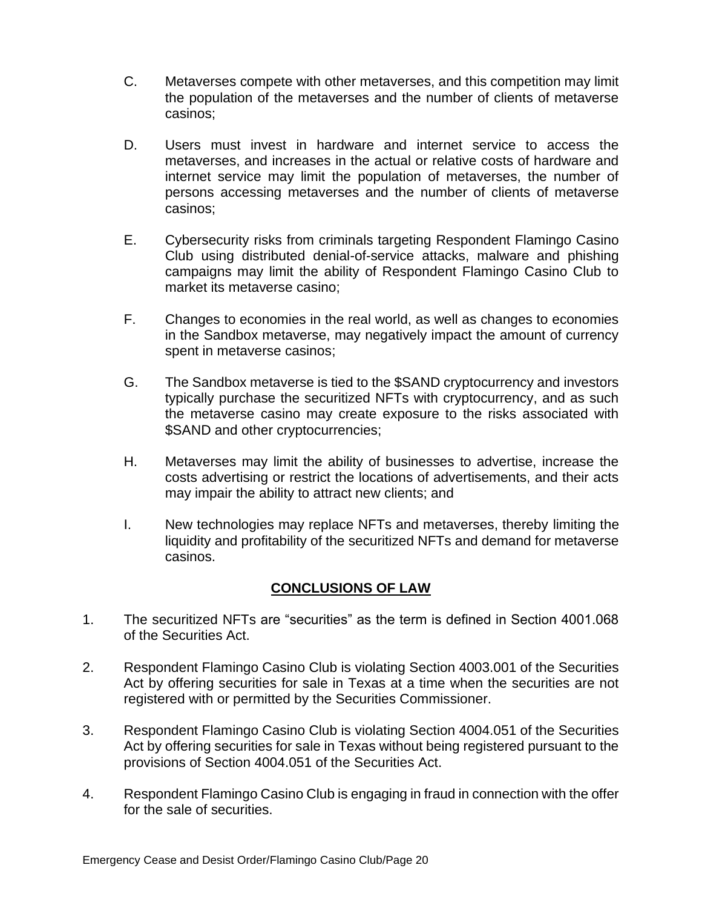C. Metaverses compete with other metaverses, and this competition may limit the population of the metaverses and the number of clients of metaverse casinos;

D. Users must invest in hardware and internet service to access the metaverses, and increases in the actual or relative costs of hardware and internet service may limit the population of metaverses, the number of persons accessing metaverses and the number of clients of metaverse casinos;

E. Cybersecurity risks from criminals targeting Respondent Flamingo Casino Club using distributed denial-of-service attacks, malware and phishing campaigns may limit the ability of Respondent Flamingo Casino Club to market its metaverse casino;

F. Changes to economies in the real world, as well as changes to economies in the Sandbox metaverse, may negatively impact the amount of currency spent in metaverse casinos;

G. The Sandbox metaverse is tied to the $SAND cryptocurrency and investors typically purchase the securitized NFTs with cryptocurrency, and as such the metaverse casino may create exposure to the risks associated with $SAND and other cryptocurrencies;

H. Metaverses may limit the ability of businesses to advertise, increase the costs advertising or restrict the locations of advertisements, and their acts may impair the ability to attract new clients; and

I. New technologies may replace NFTs and metaverses, thereby limiting the liquidity and profitability of the securitized NFTs and demand for metaverse casinos.

## CONCLUSIONS OF LAW

1. The securitized NFTs are “securities” as the term is defined in Section 4001.068 of the Securities Act.

2. Respondent Flamingo Casino Club is violating Section 4003.001 of the Securities Act by offering securities for sale in Texas at a time when the securities are not registered with or permitted by the Securities Commissioner.

3. Respondent Flamingo Casino Club is violating Section 4004.051 of the Securities Act by offering securities for sale in Texas without being registered pursuant to the provisions of Section 4004.051 of the Securities Act.

4. Respondent Flamingo Casino Club is engaging in fraud in connection with the offer for the sale of securities.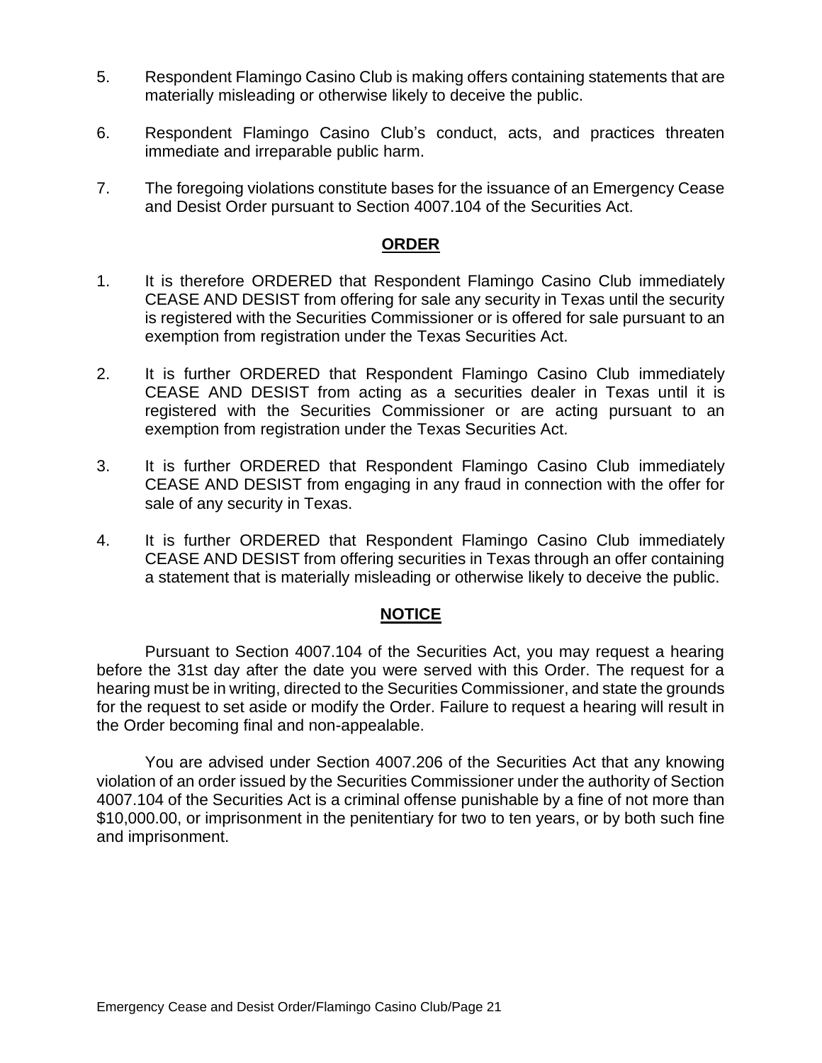5. Respondent Flamingo Casino Club is making offers containing statements that are materially misleading or otherwise likely to deceive the public.

6. Respondent Flamingo Casino Club's conduct, acts, and practices threaten immediate and irreparable public harm.

7. The foregoing violations constitute bases for the issuance of an Emergency Cease and Desist Order pursuant to Section 4007.104 of the Securities Act.

## ORDER

1. It is therefore ORDERED that Respondent Flamingo Casino Club immediately CEASE AND DESIST from offering for sale any security in Texas until the security is registered with the Securities Commissioner or is offered for sale pursuant to an exemption from registration under the Texas Securities Act.

2. It is further ORDERED that Respondent Flamingo Casino Club immediately CEASE AND DESIST from acting as a securities dealer in Texas until it is registered with the Securities Commissioner or are acting pursuant to an exemption from registration under the Texas Securities Act.

3. It is further ORDERED that Respondent Flamingo Casino Club immediately CEASE AND DESIST from engaging in any fraud in connection with the offer for sale of any security in Texas.

4. It is further ORDERED that Respondent Flamingo Casino Club immediately CEASE AND DESIST from offering securities in Texas through an offer containing a statement that is materially misleading or otherwise likely to deceive the public.

## NOTICE

Pursuant to Section 4007.104 of the Securities Act, you may request a hearing before the 31st day after the date you were served with this Order. The request for a hearing must be in writing, directed to the Securities Commissioner, and state the grounds for the request to set aside or modify the Order. Failure to request a hearing will result in the Order becoming final and non-appealable.

You are advised under Section 4007.206 of the Securities Act that any knowing violation of an order issued by the Securities Commissioner under the authority of Section 4007.104 of the Securities Act is a criminal offense punishable by a fine of not more than $10,000.00, or imprisonment in the penitentiary for two to ten years, or by both such fine and imprisonment.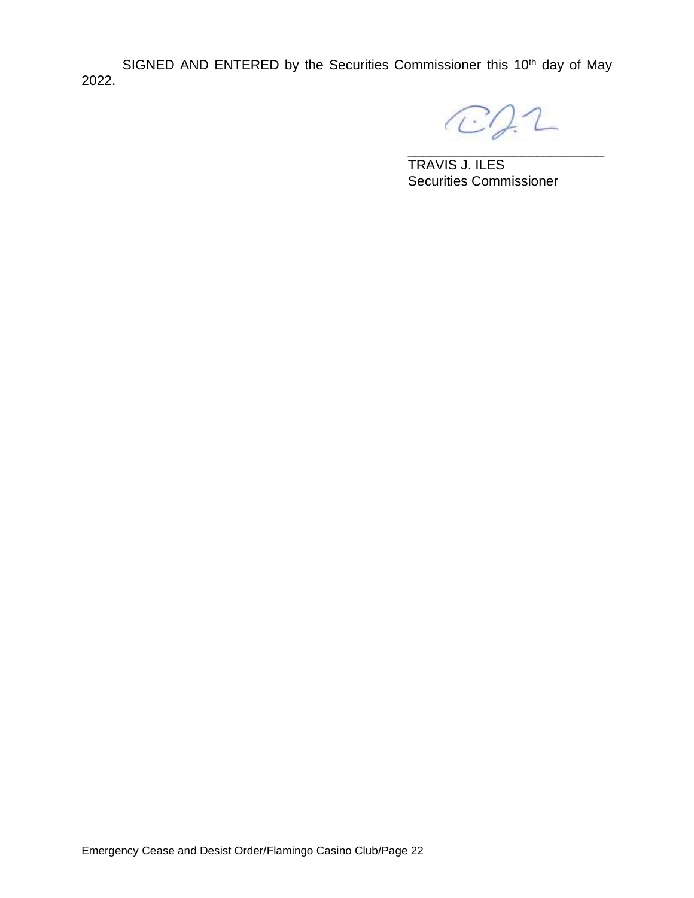SIGNED AND ENTERED by the Securities Commissioner this 10th day of May 2022.

\_\_\_\_\_\_\_\_\_\_\_\_\_\_\_\_\_\_\_\_\_\_\_\_\_\_\_

TRAVIS J. ILES
Securities Commissioner